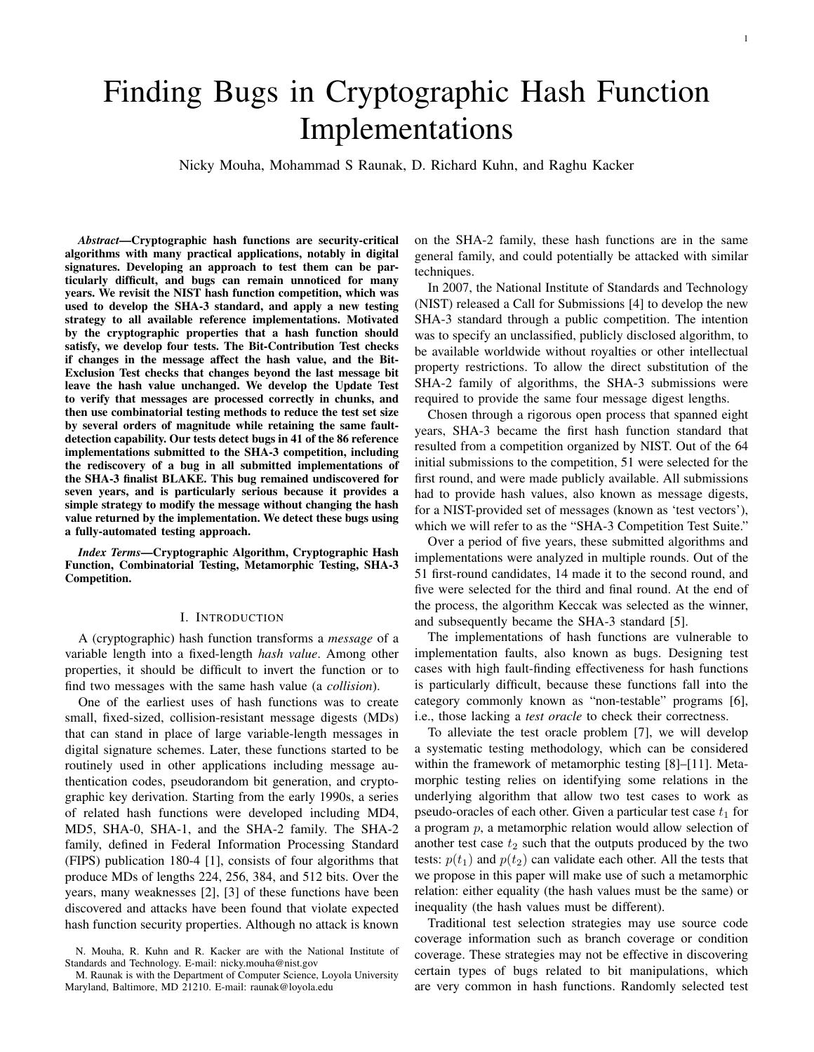# Finding Bugs in Cryptographic Hash Function Implementations

Nicky Mouha, Mohammad S Raunak, D. Richard Kuhn, and Raghu Kacker

***Abstract*—Cryptographic hash functions are security-critical algorithms with many practical applications, notably in digital signatures. Developing an approach to test them can be particularly difficult, and bugs can remain unnoticed for many years. We revisit the NIST hash function competition, which was used to develop the SHA-3 standard, and apply a new testing strategy to all available reference implementations. Motivated by the cryptographic properties that a hash function should satisfy, we develop four tests. The Bit-Contribution Test checks if changes in the message affect the hash value, and the Bit-Exclusion Test checks that changes beyond the last message bit leave the hash value unchanged. We develop the Update Test to verify that messages are processed correctly in chunks, and then use combinatorial testing methods to reduce the test set size by several orders of magnitude while retaining the same fault-detection capability. Our tests detect bugs in 41 of the 86 reference implementations submitted to the SHA-3 competition, including the rediscovery of a bug in all submitted implementations of the SHA-3 finalist BLAKE. This bug remained undiscovered for seven years, and is particularly serious because it provides a simple strategy to modify the message without changing the hash value returned by the implementation. We detect these bugs using a fully-automated testing approach.**

***Index Terms*—Cryptographic Algorithm, Cryptographic Hash Function, Combinatorial Testing, Metamorphic Testing, SHA-3 Competition.**

## I. Introduction

A (cryptographic) hash function transforms a *message* of a variable length into a fixed-length *hash value*. Among other properties, it should be difficult to invert the function or to find two messages with the same hash value (a *collision*).

One of the earliest uses of hash functions was to create small, fixed-sized, collision-resistant message digests (MDs) that can stand in place of large variable-length messages in digital signature schemes. Later, these functions started to be routinely used in other applications including message authentication codes, pseudorandom bit generation, and cryptographic key derivation. Starting from the early 1990s, a series of related hash functions were developed including MD4, MD5, SHA-0, SHA-1, and the SHA-2 family. The SHA-2 family, defined in Federal Information Processing Standard (FIPS) publication 180-4 [1], consists of four algorithms that produce MDs of lengths 224, 256, 384, and 512 bits. Over the years, many weaknesses [2], [3] of these functions have been discovered and attacks have been found that violate expected hash function security properties. Although no attack is known on the SHA-2 family, these hash functions are in the same general family, and could potentially be attacked with similar techniques.

In 2007, the National Institute of Standards and Technology (NIST) released a Call for Submissions [4] to develop the new SHA-3 standard through a public competition. The intention was to specify an unclassified, publicly disclosed algorithm, to be available worldwide without royalties or other intellectual property restrictions. To allow the direct substitution of the SHA-2 family of algorithms, the SHA-3 submissions were required to provide the same four message digest lengths.

Chosen through a rigorous open process that spanned eight years, SHA-3 became the first hash function standard that resulted from a competition organized by NIST. Out of the 64 initial submissions to the competition, 51 were selected for the first round, and were made publicly available. All submissions had to provide hash values, also known as message digests, for a NIST-provided set of messages (known as 'test vectors'), which we will refer to as the "SHA-3 Competition Test Suite."

Over a period of five years, these submitted algorithms and implementations were analyzed in multiple rounds. Out of the 51 first-round candidates, 14 made it to the second round, and five were selected for the third and final round. At the end of the process, the algorithm Keccak was selected as the winner, and subsequently became the SHA-3 standard [5].

The implementations of hash functions are vulnerable to implementation faults, also known as bugs. Designing test cases with high fault-finding effectiveness for hash functions is particularly difficult, because these functions fall into the category commonly known as "non-testable" programs [6], i.e., those lacking a *test oracle* to check their correctness.

To alleviate the test oracle problem [7], we will develop a systematic testing methodology, which can be considered within the framework of metamorphic testing [8]–[11]. Metamorphic testing relies on identifying some relations in the underlying algorithm that allow two test cases to work as pseudo-oracles of each other. Given a particular test case $t_1$ for a program $p$, a metamorphic relation would allow selection of another test case $t_2$ such that the outputs produced by the two tests: $p(t_1)$ and $p(t_2)$ can validate each other. All the tests that we propose in this paper will make use of such a metamorphic relation: either equality (the hash values must be the same) or inequality (the hash values must be different).

Traditional test selection strategies may use source code coverage information such as branch coverage or condition coverage. These strategies may not be effective in discovering certain types of bugs related to bit manipulations, which are very common in hash functions. Randomly selected test

N. Mouha, R. Kuhn and R. Kacker are with the National Institute of Standards and Technology. E-mail: nicky.mouha@nist.gov

M. Raunak is with the Department of Computer Science, Loyola University Maryland, Baltimore, MD 21210. E-mail: raunak@loyola.edu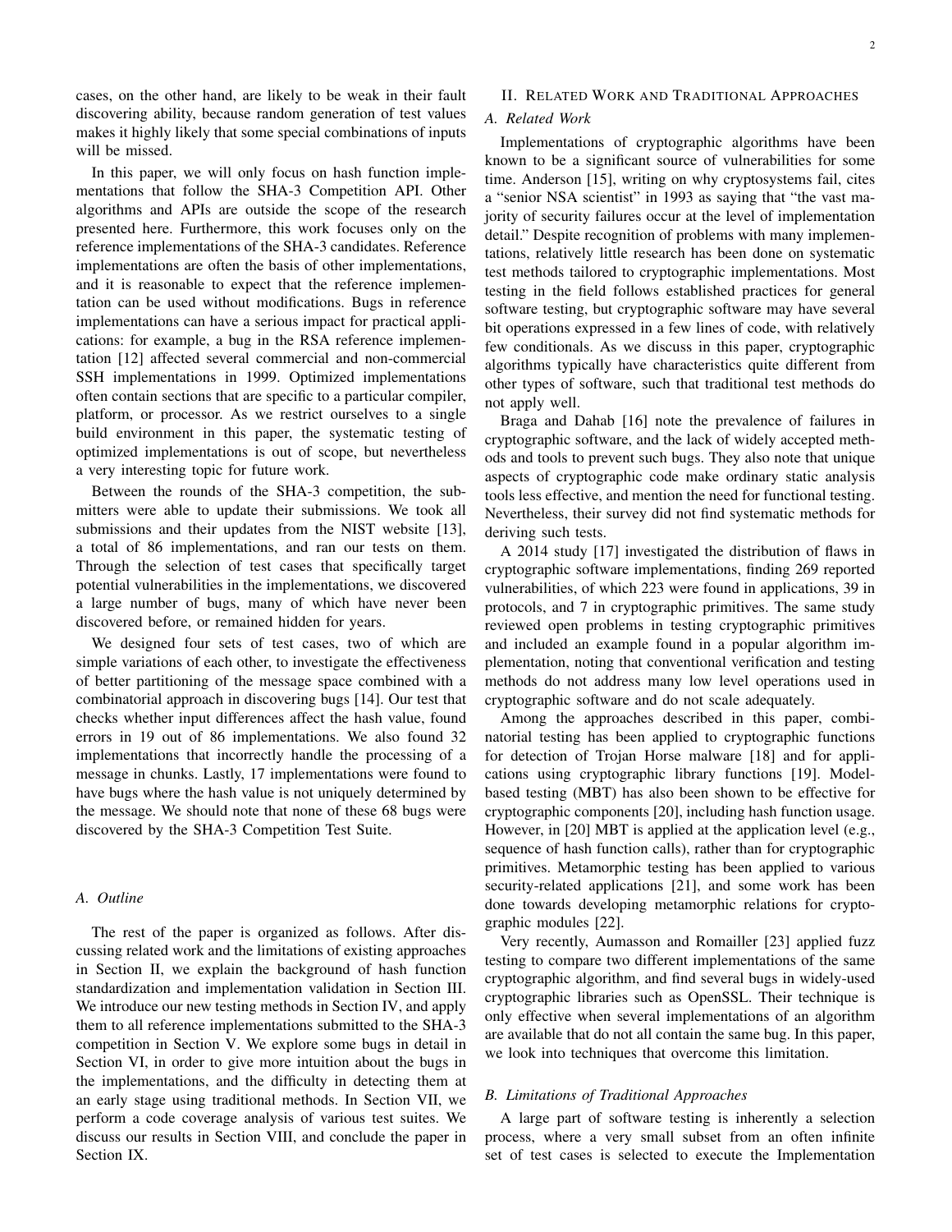cases, on the other hand, are likely to be weak in their fault discovering ability, because random generation of test values makes it highly likely that some special combinations of inputs will be missed.

In this paper, we will only focus on hash function implementations that follow the SHA-3 Competition API. Other algorithms and APIs are outside the scope of the research presented here. Furthermore, this work focuses only on the reference implementations of the SHA-3 candidates. Reference implementations are often the basis of other implementations, and it is reasonable to expect that the reference implementation can be used without modifications. Bugs in reference implementations can have a serious impact for practical applications: for example, a bug in the RSA reference implementation [12] affected several commercial and non-commercial SSH implementations in 1999. Optimized implementations often contain sections that are specific to a particular compiler, platform, or processor. As we restrict ourselves to a single build environment in this paper, the systematic testing of optimized implementations is out of scope, but nevertheless a very interesting topic for future work.

Between the rounds of the SHA-3 competition, the submitters were able to update their submissions. We took all submissions and their updates from the NIST website [13], a total of 86 implementations, and ran our tests on them. Through the selection of test cases that specifically target potential vulnerabilities in the implementations, we discovered a large number of bugs, many of which have never been discovered before, or remained hidden for years.

We designed four sets of test cases, two of which are simple variations of each other, to investigate the effectiveness of better partitioning of the message space combined with a combinatorial approach in discovering bugs [14]. Our test that checks whether input differences affect the hash value, found errors in 19 out of 86 implementations. We also found 32 implementations that incorrectly handle the processing of a message in chunks. Lastly, 17 implementations were found to have bugs where the hash value is not uniquely determined by the message. We should note that none of these 68 bugs were discovered by the SHA-3 Competition Test Suite.

### A. Outline

The rest of the paper is organized as follows. After discussing related work and the limitations of existing approaches in Section II, we explain the background of hash function standardization and implementation validation in Section III. We introduce our new testing methods in Section IV, and apply them to all reference implementations submitted to the SHA-3 competition in Section V. We explore some bugs in detail in Section VI, in order to give more intuition about the bugs in the implementations, and the difficulty in detecting them at an early stage using traditional methods. In Section VII, we perform a code coverage analysis of various test suites. We discuss our results in Section VIII, and conclude the paper in Section IX.

## II. Related Work and Traditional Approaches

### A. Related Work

Implementations of cryptographic algorithms have been known to be a significant source of vulnerabilities for some time. Anderson [15], writing on why cryptosystems fail, cites a "senior NSA scientist" in 1993 as saying that "the vast majority of security failures occur at the level of implementation detail." Despite recognition of problems with many implementations, relatively little research has been done on systematic test methods tailored to cryptographic implementations. Most testing in the field follows established practices for general software testing, but cryptographic software may have several bit operations expressed in a few lines of code, with relatively few conditionals. As we discuss in this paper, cryptographic algorithms typically have characteristics quite different from other types of software, such that traditional test methods do not apply well.

Braga and Dahab [16] note the prevalence of failures in cryptographic software, and the lack of widely accepted methods and tools to prevent such bugs. They also note that unique aspects of cryptographic code make ordinary static analysis tools less effective, and mention the need for functional testing. Nevertheless, their survey did not find systematic methods for deriving such tests.

A 2014 study [17] investigated the distribution of flaws in cryptographic software implementations, finding 269 reported vulnerabilities, of which 223 were found in applications, 39 in protocols, and 7 in cryptographic primitives. The same study reviewed open problems in testing cryptographic primitives and included an example found in a popular algorithm implementation, noting that conventional verification and testing methods do not address many low level operations used in cryptographic software and do not scale adequately.

Among the approaches described in this paper, combinatorial testing has been applied to cryptographic functions for detection of Trojan Horse malware [18] and for applications using cryptographic library functions [19]. Model-based testing (MBT) has also been shown to be effective for cryptographic components [20], including hash function usage. However, in [20] MBT is applied at the application level (e.g., sequence of hash function calls), rather than for cryptographic primitives. Metamorphic testing has been applied to various security-related applications [21], and some work has been done towards developing metamorphic relations for cryptographic modules [22].

Very recently, Aumasson and Romailler [23] applied fuzz testing to compare two different implementations of the same cryptographic algorithm, and find several bugs in widely-used cryptographic libraries such as OpenSSL. Their technique is only effective when several implementations of an algorithm are available that do not all contain the same bug. In this paper, we look into techniques that overcome this limitation.

### B. Limitations of Traditional Approaches

A large part of software testing is inherently a selection process, where a very small subset from an often infinite set of test cases is selected to execute the Implementation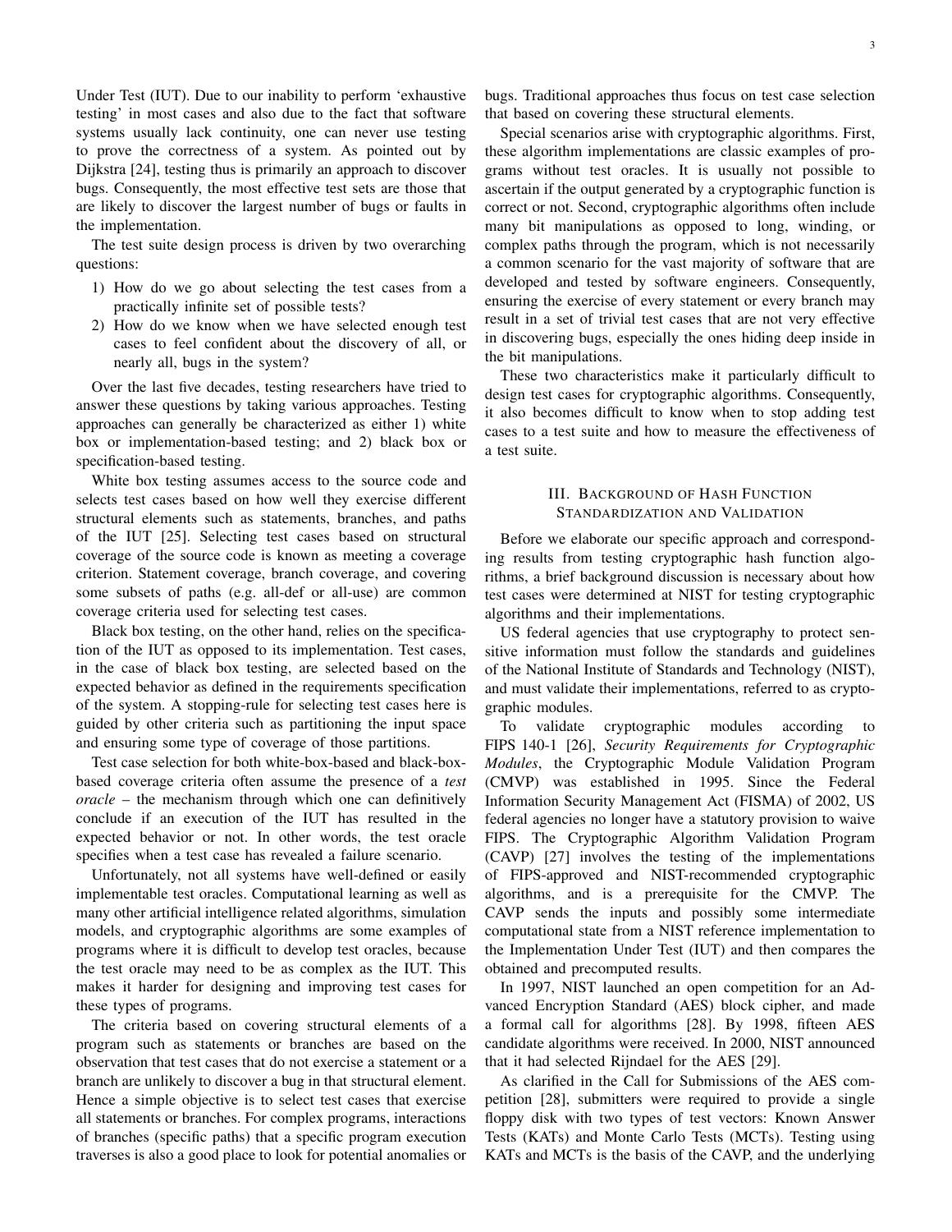Under Test (IUT). Due to our inability to perform 'exhaustive testing' in most cases and also due to the fact that software systems usually lack continuity, one can never use testing to prove the correctness of a system. As pointed out by Dijkstra [24], testing thus is primarily an approach to discover bugs. Consequently, the most effective test sets are those that are likely to discover the largest number of bugs or faults in the implementation.

The test suite design process is driven by two overarching questions:

1) How do we go about selecting the test cases from a practically infinite set of possible tests?
2) How do we know when we have selected enough test cases to feel confident about the discovery of all, or nearly all, bugs in the system?

Over the last five decades, testing researchers have tried to answer these questions by taking various approaches. Testing approaches can generally be characterized as either 1) white box or implementation-based testing; and 2) black box or specification-based testing.

White box testing assumes access to the source code and selects test cases based on how well they exercise different structural elements such as statements, branches, and paths of the IUT [25]. Selecting test cases based on structural coverage of the source code is known as meeting a coverage criterion. Statement coverage, branch coverage, and covering some subsets of paths (e.g. all-def or all-use) are common coverage criteria used for selecting test cases.

Black box testing, on the other hand, relies on the specification of the IUT as opposed to its implementation. Test cases, in the case of black box testing, are selected based on the expected behavior as defined in the requirements specification of the system. A stopping-rule for selecting test cases here is guided by other criteria such as partitioning the input space and ensuring some type of coverage of those partitions.

Test case selection for both white-box-based and black-box-based coverage criteria often assume the presence of a *test oracle* – the mechanism through which one can definitively conclude if an execution of the IUT has resulted in the expected behavior or not. In other words, the test oracle specifies when a test case has revealed a failure scenario.

Unfortunately, not all systems have well-defined or easily implementable test oracles. Computational learning as well as many other artificial intelligence related algorithms, simulation models, and cryptographic algorithms are some examples of programs where it is difficult to develop test oracles, because the test oracle may need to be as complex as the IUT. This makes it harder for designing and improving test cases for these types of programs.

The criteria based on covering structural elements of a program such as statements or branches are based on the observation that test cases that do not exercise a statement or a branch are unlikely to discover a bug in that structural element. Hence a simple objective is to select test cases that exercise all statements or branches. For complex programs, interactions of branches (specific paths) that a specific program execution traverses is also a good place to look for potential anomalies or bugs. Traditional approaches thus focus on test case selection that based on covering these structural elements.

Special scenarios arise with cryptographic algorithms. First, these algorithm implementations are classic examples of programs without test oracles. It is usually not possible to ascertain if the output generated by a cryptographic function is correct or not. Second, cryptographic algorithms often include many bit manipulations as opposed to long, winding, or complex paths through the program, which is not necessarily a common scenario for the vast majority of software that are developed and tested by software engineers. Consequently, ensuring the exercise of every statement or every branch may result in a set of trivial test cases that are not very effective in discovering bugs, especially the ones hiding deep inside in the bit manipulations.

These two characteristics make it particularly difficult to design test cases for cryptographic algorithms. Consequently, it also becomes difficult to know when to stop adding test cases to a test suite and how to measure the effectiveness of a test suite.

## III. Background of Hash Function Standardization and Validation

Before we elaborate our specific approach and corresponding results from testing cryptographic hash function algorithms, a brief background discussion is necessary about how test cases were determined at NIST for testing cryptographic algorithms and their implementations.

US federal agencies that use cryptography to protect sensitive information must follow the standards and guidelines of the National Institute of Standards and Technology (NIST), and must validate their implementations, referred to as cryptographic modules.

To validate cryptographic modules according to FIPS 140-1 [26], *Security Requirements for Cryptographic Modules*, the Cryptographic Module Validation Program (CMVP) was established in 1995. Since the Federal Information Security Management Act (FISMA) of 2002, US federal agencies no longer have a statutory provision to waive FIPS. The Cryptographic Algorithm Validation Program (CAVP) [27] involves the testing of the implementations of FIPS-approved and NIST-recommended cryptographic algorithms, and is a prerequisite for the CMVP. The CAVP sends the inputs and possibly some intermediate computational state from a NIST reference implementation to the Implementation Under Test (IUT) and then compares the obtained and precomputed results.

In 1997, NIST launched an open competition for an Advanced Encryption Standard (AES) block cipher, and made a formal call for algorithms [28]. By 1998, fifteen AES candidate algorithms were received. In 2000, NIST announced that it had selected Rijndael for the AES [29].

As clarified in the Call for Submissions of the AES competition [28], submitters were required to provide a single floppy disk with two types of test vectors: Known Answer Tests (KATs) and Monte Carlo Tests (MCTs). Testing using KATs and MCTs is the basis of the CAVP, and the underlying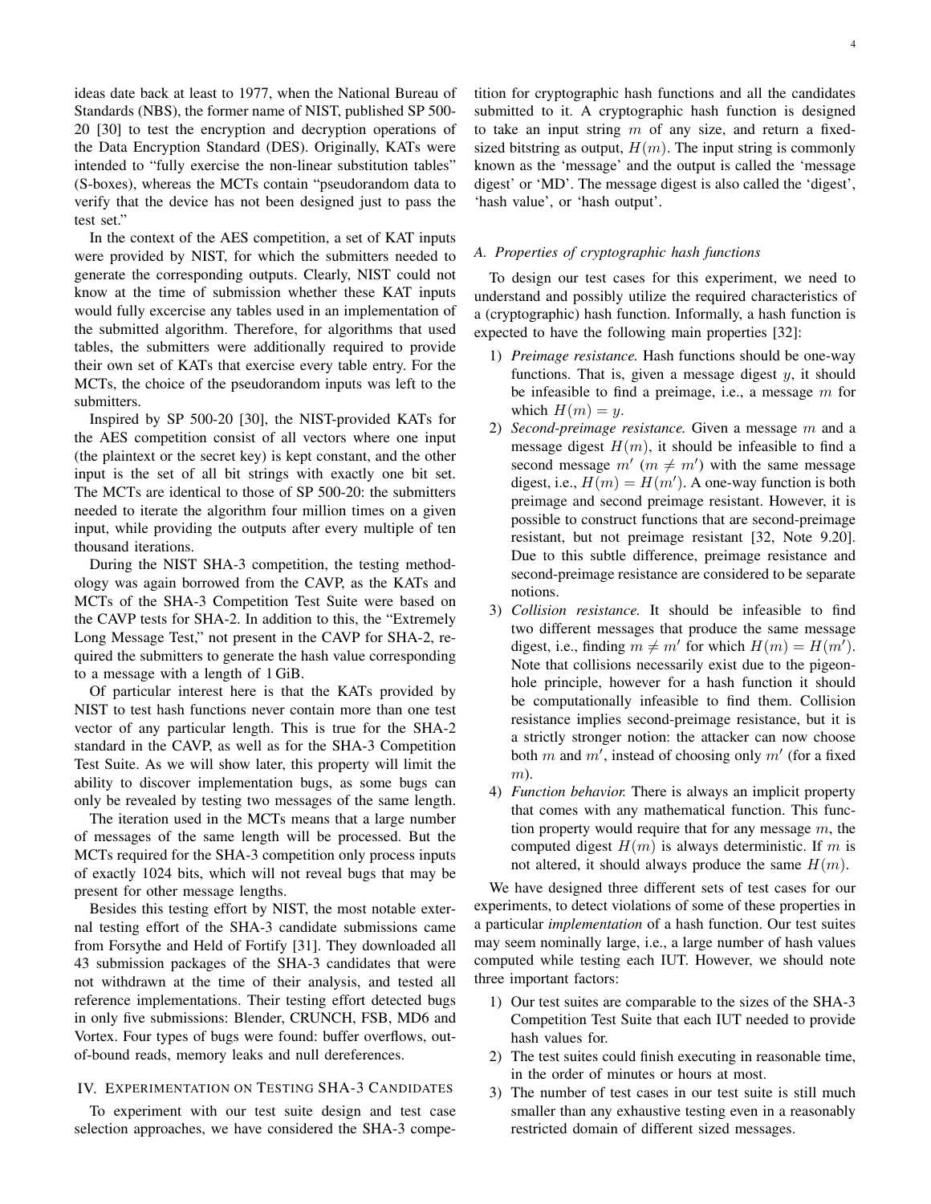ideas date back at least to 1977, when the National Bureau of Standards (NBS), the former name of NIST, published SP 500-20 [30] to test the encryption and decryption operations of the Data Encryption Standard (DES). Originally, KATs were intended to "fully exercise the non-linear substitution tables" (S-boxes), whereas the MCTs contain "pseudorandom data to verify that the device has not been designed just to pass the test set."

In the context of the AES competition, a set of KAT inputs were provided by NIST, for which the submitters needed to generate the corresponding outputs. Clearly, NIST could not know at the time of submission whether these KAT inputs would fully excercise any tables used in an implementation of the submitted algorithm. Therefore, for algorithms that used tables, the submitters were additionally required to provide their own set of KATs that exercise every table entry. For the MCTs, the choice of the pseudorandom inputs was left to the submitters.

Inspired by SP 500-20 [30], the NIST-provided KATs for the AES competition consist of all vectors where one input (the plaintext or the secret key) is kept constant, and the other input is the set of all bit strings with exactly one bit set. The MCTs are identical to those of SP 500-20: the submitters needed to iterate the algorithm four million times on a given input, while providing the outputs after every multiple of ten thousand iterations.

During the NIST SHA-3 competition, the testing methodology was again borrowed from the CAVP, as the KATs and MCTs of the SHA-3 Competition Test Suite were based on the CAVP tests for SHA-2. In addition to this, the "Extremely Long Message Test," not present in the CAVP for SHA-2, required the submitters to generate the hash value corresponding to a message with a length of 1 GiB.

Of particular interest here is that the KATs provided by NIST to test hash functions never contain more than one test vector of any particular length. This is true for the SHA-2 standard in the CAVP, as well as for the SHA-3 Competition Test Suite. As we will show later, this property will limit the ability to discover implementation bugs, as some bugs can only be revealed by testing two messages of the same length.

The iteration used in the MCTs means that a large number of messages of the same length will be processed. But the MCTs required for the SHA-3 competition only process inputs of exactly 1024 bits, which will not reveal bugs that may be present for other message lengths.

Besides this testing effort by NIST, the most notable external testing effort of the SHA-3 candidate submissions came from Forsythe and Held of Fortify [31]. They downloaded all 43 submission packages of the SHA-3 candidates that were not withdrawn at the time of their analysis, and tested all reference implementations. Their testing effort detected bugs in only five submissions: Blender, CRUNCH, FSB, MD6 and Vortex. Four types of bugs were found: buffer overflows, out-of-bound reads, memory leaks and null dereferences.

## IV. Experimentation on Testing SHA-3 Candidates

To experiment with our test suite design and test case selection approaches, we have considered the SHA-3 competition for cryptographic hash functions and all the candidates submitted to it. A cryptographic hash function is designed to take an input string $m$ of any size, and return a fixed-sized bitstring as output, $H(m)$. The input string is commonly known as the 'message' and the output is called the 'message digest' or 'MD'. The message digest is also called the 'digest', 'hash value', or 'hash output'.

### A. Properties of cryptographic hash functions

To design our test cases for this experiment, we need to understand and possibly utilize the required characteristics of a (cryptographic) hash function. Informally, a hash function is expected to have the following main properties [32]:

1) *Preimage resistance.* Hash functions should be one-way functions. That is, given a message digest $y$, it should be infeasible to find a preimage, i.e., a message $m$ for which $H(m) = y$.
2) *Second-preimage resistance.* Given a message $m$ and a message digest $H(m)$, it should be infeasible to find a second message $m'$ ($m \neq m'$) with the same message digest, i.e., $H(m) = H(m')$. A one-way function is both preimage and second preimage resistant. However, it is possible to construct functions that are second-preimage resistant, but not preimage resistant [32, Note 9.20]. Due to this subtle difference, preimage resistance and second-preimage resistance are considered to be separate notions.
3) *Collision resistance.* It should be infeasible to find two different messages that produce the same message digest, i.e., finding $m \neq m'$ for which $H(m) = H(m')$. Note that collisions necessarily exist due to the pigeonhole principle, however for a hash function it should be computationally infeasible to find them. Collision resistance implies second-preimage resistance, but it is a strictly stronger notion: the attacker can now choose both $m$ and $m'$, instead of choosing only $m'$ (for a fixed $m$).
4) *Function behavior.* There is always an implicit property that comes with any mathematical function. This function property would require that for any message $m$, the computed digest $H(m)$ is always deterministic. If $m$ is not altered, it should always produce the same $H(m)$.

We have designed three different sets of test cases for our experiments, to detect violations of some of these properties in a particular *implementation* of a hash function. Our test suites may seem nominally large, i.e., a large number of hash values computed while testing each IUT. However, we should note three important factors:

1) Our test suites are comparable to the sizes of the SHA-3 Competition Test Suite that each IUT needed to provide hash values for.
2) The test suites could finish executing in reasonable time, in the order of minutes or hours at most.
3) The number of test cases in our test suite is still much smaller than any exhaustive testing even in a reasonably restricted domain of different sized messages.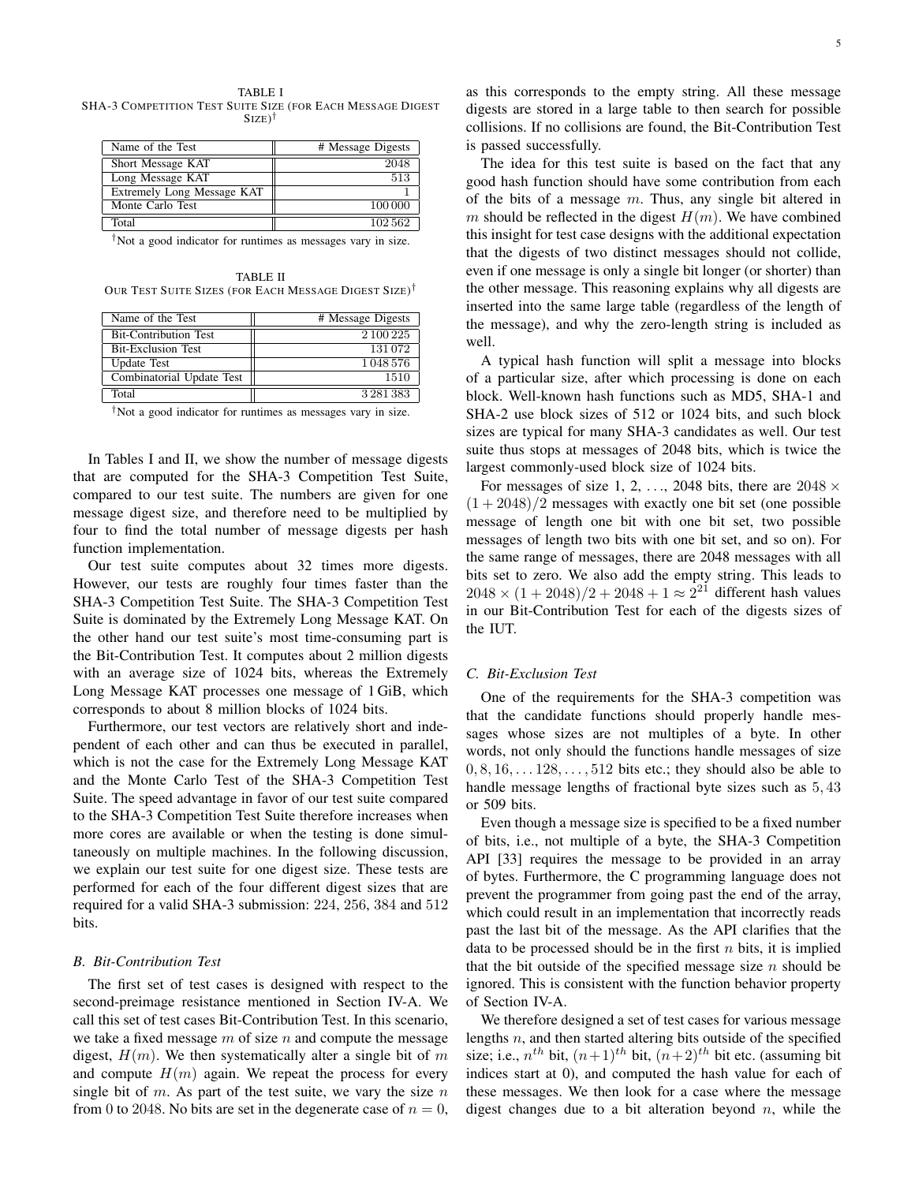TABLE I
SHA-3 COMPETITION TEST SUITE SIZE (FOR EACH MESSAGE DIGEST SIZE)[†]

| Name of the Test | # Message Digests |
|---|---|
| Short Message KAT | 2048 |
| Long Message KAT | 513 |
| Extremely Long Message KAT | 1 |
| Monte Carlo Test | 100 000 |
| Total | 102 562 |

[†]Not a good indicator for runtimes as messages vary in size.

TABLE II
OUR TEST SUITE SIZES (FOR EACH MESSAGE DIGEST SIZE)[†]

| Name of the Test | # Message Digests |
|---|---|
| Bit-Contribution Test | 2 100 225 |
| Bit-Exclusion Test | 131 072 |
| Update Test | 1 048 576 |
| Combinatorial Update Test | 1510 |
| Total | 3 281 383 |

[†]Not a good indicator for runtimes as messages vary in size.

In Tables I and II, we show the number of message digests that are computed for the SHA-3 Competition Test Suite, compared to our test suite. The numbers are given for one message digest size, and therefore need to be multiplied by four to find the total number of message digests per hash function implementation.

Our test suite computes about 32 times more digests. However, our tests are roughly four times faster than the SHA-3 Competition Test Suite. The SHA-3 Competition Test Suite is dominated by the Extremely Long Message KAT. On the other hand our test suite's most time-consuming part is the Bit-Contribution Test. It computes about 2 million digests with an average size of 1024 bits, whereas the Extremely Long Message KAT processes one message of 1 GiB, which corresponds to about 8 million blocks of 1024 bits.

Furthermore, our test vectors are relatively short and independent of each other and can thus be executed in parallel, which is not the case for the Extremely Long Message KAT and the Monte Carlo Test of the SHA-3 Competition Test Suite. The speed advantage in favor of our test suite compared to the SHA-3 Competition Test Suite therefore increases when more cores are available or when the testing is done simultaneously on multiple machines. In the following discussion, we explain our test suite for one digest size. These tests are performed for each of the four different digest sizes that are required for a valid SHA-3 submission: 224, 256, 384 and 512 bits.

### B. Bit-Contribution Test

The first set of test cases is designed with respect to the second-preimage resistance mentioned in Section IV-A. We call this set of test cases Bit-Contribution Test. In this scenario, we take a fixed message $m$ of size $n$ and compute the message digest, $H(m)$. We then systematically alter a single bit of $m$ and compute $H(m)$ again. We repeat the process for every single bit of $m$. As part of the test suite, we vary the size $n$ from 0 to 2048. No bits are set in the degenerate case of $n = 0$, as this corresponds to the empty string. All these message digests are stored in a large table to then search for possible collisions. If no collisions are found, the Bit-Contribution Test is passed successfully.

The idea for this test suite is based on the fact that any good hash function should have some contribution from each of the bits of a message $m$. Thus, any single bit altered in $m$ should be reflected in the digest $H(m)$. We have combined this insight for test case designs with the additional expectation that the digests of two distinct messages should not collide, even if one message is only a single bit longer (or shorter) than the other message. This reasoning explains why all digests are inserted into the same large table (regardless of the length of the message), and why the zero-length string is included as well.

A typical hash function will split a message into blocks of a particular size, after which processing is done on each block. Well-known hash functions such as MD5, SHA-1 and SHA-2 use block sizes of 512 or 1024 bits, and such block sizes are typical for many SHA-3 candidates as well. Our test suite thus stops at messages of 2048 bits, which is twice the largest commonly-used block size of 1024 bits.

For messages of size 1, 2, …, 2048 bits, there are $2048 \times (1 + 2048)/2$ messages with exactly one bit set (one possible message of length one bit with one bit set, two possible messages of length two bits with one bit set, and so on). For the same range of messages, there are 2048 messages with all bits set to zero. We also add the empty string. This leads to $2048 \times (1 + 2048)/2 + 2048 + 1 \approx 2^{21}$ different hash values in our Bit-Contribution Test for each of the digests sizes of the IUT.

### C. Bit-Exclusion Test

One of the requirements for the SHA-3 competition was that the candidate functions should properly handle messages whose sizes are not multiples of a byte. In other words, not only should the functions handle messages of size $0, 8, 16, \ldots 128, \ldots, 512$ bits etc.; they should also be able to handle message lengths of fractional byte sizes such as $5, 43$ or 509 bits.

Even though a message size is specified to be a fixed number of bits, i.e., not multiple of a byte, the SHA-3 Competition API [33] requires the message to be provided in an array of bytes. Furthermore, the C programming language does not prevent the programmer from going past the end of the array, which could result in an implementation that incorrectly reads past the last bit of the message. As the API clarifies that the data to be processed should be in the first $n$ bits, it is implied that the bit outside of the specified message size $n$ should be ignored. This is consistent with the function behavior property of Section IV-A.

We therefore designed a set of test cases for various message lengths $n$, and then started altering bits outside of the specified size; i.e., $n^{th}$ bit, $(n+1)^{th}$ bit, $(n+2)^{th}$ bit etc. (assuming bit indices start at 0), and computed the hash value for each of these messages. We then look for a case where the message digest changes due to a bit alteration beyond $n$, while the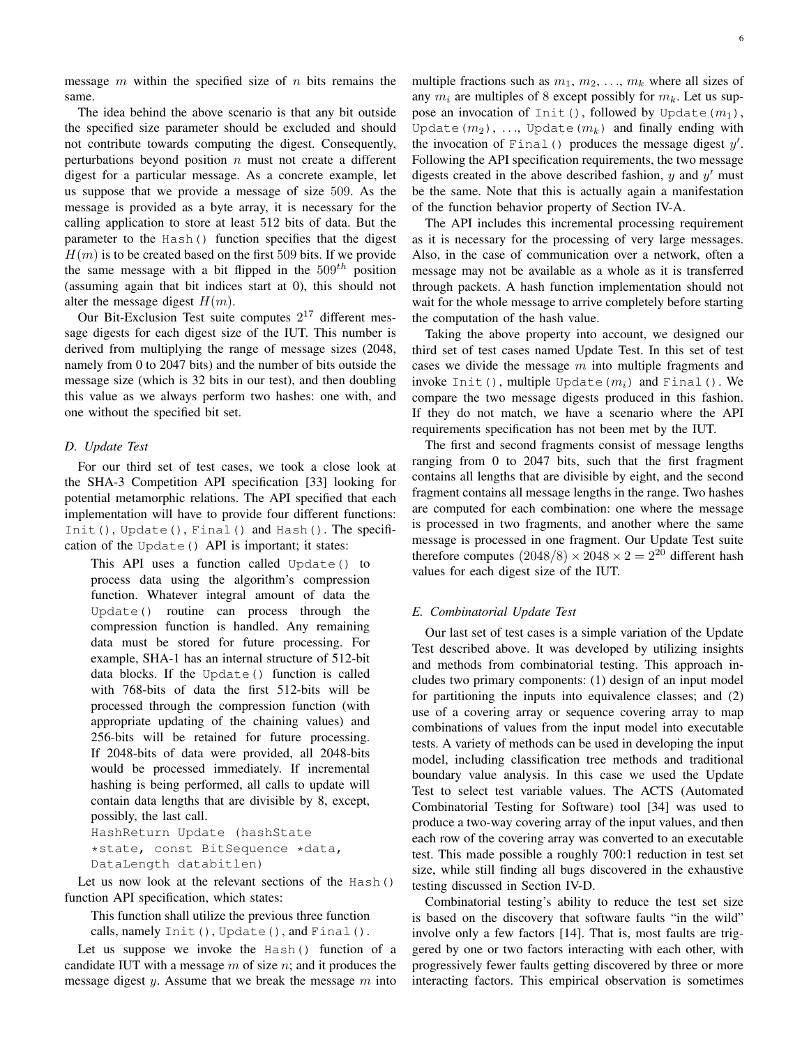message $m$ within the specified size of $n$ bits remains the same.

The idea behind the above scenario is that any bit outside the specified size parameter should be excluded and should not contribute towards computing the digest. Consequently, perturbations beyond position $n$ must not create a different digest for a particular message. As a concrete example, let us suppose that we provide a message of size 509. As the message is provided as a byte array, it is necessary for the calling application to store at least 512 bits of data. But the parameter to the `Hash()` function specifies that the digest $H(m)$ is to be created based on the first 509 bits. If we provide the same message with a bit flipped in the $509^{th}$ position (assuming again that bit indices start at 0), this should not alter the message digest $H(m)$.

Our Bit-Exclusion Test suite computes $2^{17}$ different message digests for each digest size of the IUT. This number is derived from multiplying the range of message sizes (2048, namely from 0 to 2047 bits) and the number of bits outside the message size (which is 32 bits in our test), and then doubling this value as we always perform two hashes: one with, and one without the specified bit set.

### D. Update Test

For our third set of test cases, we took a close look at the SHA-3 Competition API specification [33] looking for potential metamorphic relations. The API specified that each implementation will have to provide four different functions: `Init()`, `Update()`, `Final()` and `Hash()`. The specification of the `Update()` API is important; it states:

> This API uses a function called `Update()` to process data using the algorithm's compression function. Whatever integral amount of data the `Update()` routine can process through the compression function is handled. Any remaining data must be stored for future processing. For example, SHA-1 has an internal structure of 512-bit data blocks. If the `Update()` function is called with 768-bits of data the first 512-bits will be processed through the compression function (with appropriate updating of the chaining values) and 256-bits will be retained for future processing. If 2048-bits of data were provided, all 2048-bits would be processed immediately. If incremental hashing is being performed, all calls to update will contain data lengths that are divisible by 8, except, possibly, the last call.
> ```
> HashReturn Update (hashState
> *state, const BitSequence *data,
> DataLength databitlen)
> ```

Let us now look at the relevant sections of the `Hash()` function API specification, which states:

> This function shall utilize the previous three function calls, namely `Init()`, `Update()`, and `Final()`.

Let us suppose we invoke the `Hash()` function of a candidate IUT with a message $m$ of size $n$; and it produces the message digest $y$. Assume that we break the message $m$ into multiple fractions such as $m_1, m_2, \ldots, m_k$ where all sizes of any $m_i$ are multiples of 8 except possibly for $m_k$. Let us suppose an invocation of `Init()`, followed by `Update(`$m_1$`)`, `Update(`$m_2$`)`, ..., `Update(`$m_k$`)` and finally ending with the invocation of `Final()` produces the message digest $y'$. Following the API specification requirements, the two message digests created in the above described fashion, $y$ and $y'$ must be the same. Note that this is actually again a manifestation of the function behavior property of Section IV-A.

The API includes this incremental processing requirement as it is necessary for the processing of very large messages. Also, in the case of communication over a network, often a message may not be available as a whole as it is transferred through packets. A hash function implementation should not wait for the whole message to arrive completely before starting the computation of the hash value.

Taking the above property into account, we designed our third set of test cases named Update Test. In this set of test cases we divide the message $m$ into multiple fragments and invoke `Init()`, multiple `Update(`$m_i$`)` and `Final()`. We compare the two message digests produced in this fashion. If they do not match, we have a scenario where the API requirements specification has not been met by the IUT.

The first and second fragments consist of message lengths ranging from 0 to 2047 bits, such that the first fragment contains all lengths that are divisible by eight, and the second fragment contains all message lengths in the range. Two hashes are computed for each combination: one where the message is processed in two fragments, and another where the same message is processed in one fragment. Our Update Test suite therefore computes $(2048/8) \times 2048 \times 2 = 2^{20}$ different hash values for each digest size of the IUT.

### E. Combinatorial Update Test

Our last set of test cases is a simple variation of the Update Test described above. It was developed by utilizing insights and methods from combinatorial testing. This approach includes two primary components: (1) design of an input model for partitioning the inputs into equivalence classes; and (2) use of a covering array or sequence covering array to map combinations of values from the input model into executable tests. A variety of methods can be used in developing the input model, including classification tree methods and traditional boundary value analysis. In this case we used the Update Test to select test variable values. The ACTS (Automated Combinatorial Testing for Software) tool [34] was used to produce a two-way covering array of the input values, and then each row of the covering array was converted to an executable test. This made possible a roughly 700:1 reduction in test set size, while still finding all bugs discovered in the exhaustive testing discussed in Section IV-D.

Combinatorial testing's ability to reduce the test set size is based on the discovery that software faults "in the wild" involve only a few factors [14]. That is, most faults are triggered by one or two factors interacting with each other, with progressively fewer faults getting discovered by three or more interacting factors. This empirical observation is sometimes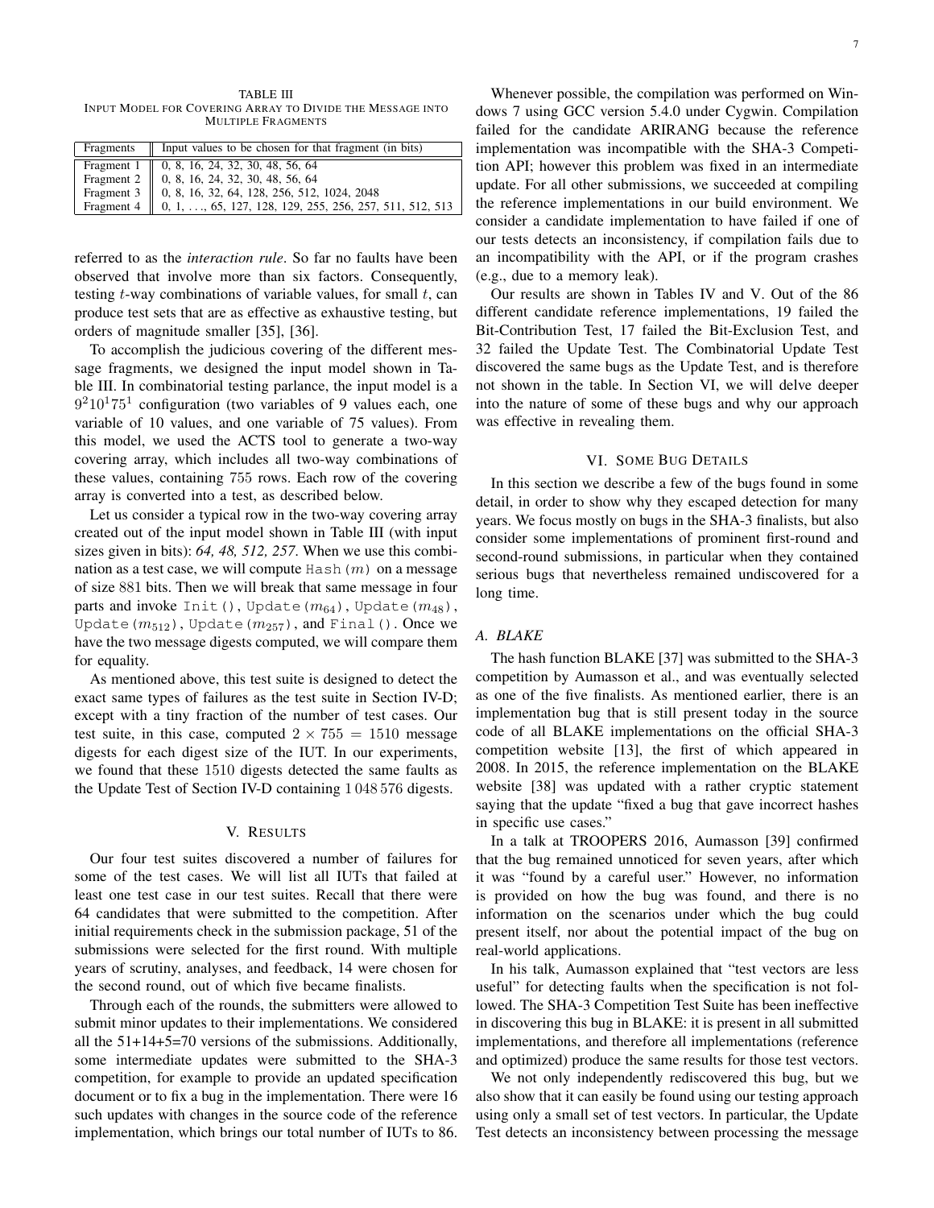TABLE III
INPUT MODEL FOR COVERING ARRAY TO DIVIDE THE MESSAGE INTO MULTIPLE FRAGMENTS

| Fragments | Input values to be chosen for that fragment (in bits) |
|---|---|
| Fragment 1 | 0, 8, 16, 24, 32, 30, 48, 56, 64 |
| Fragment 2 | 0, 8, 16, 24, 32, 30, 48, 56, 64 |
| Fragment 3 | 0, 8, 16, 32, 64, 128, 256, 512, 1024, 2048 |
| Fragment 4 | 0, 1, ..., 65, 127, 128, 129, 255, 256, 257, 511, 512, 513 |

referred to as the *interaction rule*. So far no faults have been observed that involve more than six factors. Consequently, testing $t$-way combinations of variable values, for small $t$, can produce test sets that are as effective as exhaustive testing, but orders of magnitude smaller [35], [36].

To accomplish the judicious covering of the different message fragments, we designed the input model shown in Table III. In combinatorial testing parlance, the input model is a $9^2 10^1 75^1$ configuration (two variables of 9 values each, one variable of 10 values, and one variable of 75 values). From this model, we used the ACTS tool to generate a two-way covering array, which includes all two-way combinations of these values, containing 755 rows. Each row of the covering array is converted into a test, as described below.

Let us consider a typical row in the two-way covering array created out of the input model shown in Table III (with input sizes given in bits): *64, 48, 512, 257*. When we use this combination as a test case, we will compute Hash($m$) on a message of size 881 bits. Then we will break that same message in four parts and invoke Init(), Update($m_{64}$), Update($m_{48}$), Update($m_{512}$), Update($m_{257}$), and Final(). Once we have the two message digests computed, we will compare them for equality.

As mentioned above, this test suite is designed to detect the exact same types of failures as the test suite in Section IV-D; except with a tiny fraction of the number of test cases. Our test suite, in this case, computed $2 \times 755 = 1510$ message digests for each digest size of the IUT. In our experiments, we found that these 1510 digests detected the same faults as the Update Test of Section IV-D containing 1 048 576 digests.

## V. RESULTS

Our four test suites discovered a number of failures for some of the test cases. We will list all IUTs that failed at least one test case in our test suites. Recall that there were 64 candidates that were submitted to the competition. After initial requirements check in the submission package, 51 of the submissions were selected for the first round. With multiple years of scrutiny, analyses, and feedback, 14 were chosen for the second round, out of which five became finalists.

Through each of the rounds, the submitters were allowed to submit minor updates to their implementations. We considered all the 51+14+5=70 versions of the submissions. Additionally, some intermediate updates were submitted to the SHA-3 competition, for example to provide an updated specification document or to fix a bug in the implementation. There were 16 such updates with changes in the source code of the reference implementation, which brings our total number of IUTs to 86.

Whenever possible, the compilation was performed on Windows 7 using GCC version 5.4.0 under Cygwin. Compilation failed for the candidate ARIRANG because the reference implementation was incompatible with the SHA-3 Competition API; however this problem was fixed in an intermediate update. For all other submissions, we succeeded at compiling the reference implementations in our build environment. We consider a candidate implementation to have failed if one of our tests detects an inconsistency, if compilation fails due to an incompatibility with the API, or if the program crashes (e.g., due to a memory leak).

Our results are shown in Tables IV and V. Out of the 86 different candidate reference implementations, 19 failed the Bit-Contribution Test, 17 failed the Bit-Exclusion Test, and 32 failed the Update Test. The Combinatorial Update Test discovered the same bugs as the Update Test, and is therefore not shown in the table. In Section VI, we will delve deeper into the nature of some of these bugs and why our approach was effective in revealing them.

## VI. SOME BUG DETAILS

In this section we describe a few of the bugs found in some detail, in order to show why they escaped detection for many years. We focus mostly on bugs in the SHA-3 finalists, but also consider some implementations of prominent first-round and second-round submissions, in particular when they contained serious bugs that nevertheless remained undiscovered for a long time.

### A. BLAKE

The hash function BLAKE [37] was submitted to the SHA-3 competition by Aumasson et al., and was eventually selected as one of the five finalists. As mentioned earlier, there is an implementation bug that is still present today in the source code of all BLAKE implementations on the official SHA-3 competition website [13], the first of which appeared in 2008. In 2015, the reference implementation on the BLAKE website [38] was updated with a rather cryptic statement saying that the update "fixed a bug that gave incorrect hashes in specific use cases."

In a talk at TROOPERS 2016, Aumasson [39] confirmed that the bug remained unnoticed for seven years, after which it was "found by a careful user." However, no information is provided on how the bug was found, and there is no information on the scenarios under which the bug could present itself, nor about the potential impact of the bug on real-world applications.

In his talk, Aumasson explained that "test vectors are less useful" for detecting faults when the specification is not followed. The SHA-3 Competition Test Suite has been ineffective in discovering this bug in BLAKE: it is present in all submitted implementations, and therefore all implementations (reference and optimized) produce the same results for those test vectors.

We not only independently rediscovered this bug, but we also show that it can easily be found using our testing approach using only a small set of test vectors. In particular, the Update Test detects an inconsistency between processing the message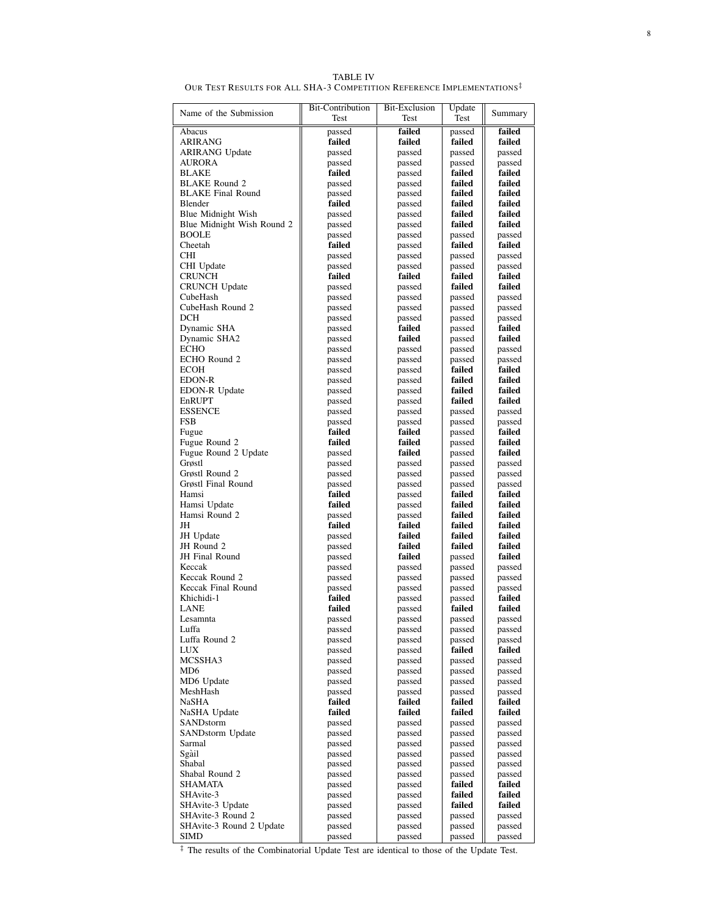TABLE IV
OUR TEST RESULTS FOR ALL SHA-3 COMPETITION REFERENCE IMPLEMENTATIONS‡

| Name of the Submission | Bit-Contribution Test | Bit-Exclusion Test | Update Test | Summary |
|---|---|---|---|---|
| Abacus | passed | **failed** | passed | **failed** |
| ARIRANG | **failed** | **failed** | **failed** | **failed** |
| ARIRANG Update | passed | passed | passed | passed |
| AURORA | passed | passed | passed | passed |
| BLAKE | **failed** | passed | **failed** | **failed** |
| BLAKE Round 2 | passed | passed | **failed** | **failed** |
| BLAKE Final Round | passed | passed | **failed** | **failed** |
| Blender | **failed** | passed | **failed** | **failed** |
| Blue Midnight Wish | passed | passed | **failed** | **failed** |
| Blue Midnight Wish Round 2 | passed | passed | **failed** | **failed** |
| BOOLE | passed | passed | passed | passed |
| Cheetah | **failed** | passed | **failed** | **failed** |
| CHI | passed | passed | passed | passed |
| CHI Update | passed | passed | passed | passed |
| CRUNCH | **failed** | **failed** | **failed** | **failed** |
| CRUNCH Update | passed | passed | **failed** | **failed** |
| CubeHash | passed | passed | passed | passed |
| CubeHash Round 2 | passed | passed | passed | passed |
| DCH | passed | passed | passed | passed |
| Dynamic SHA | passed | **failed** | passed | **failed** |
| Dynamic SHA2 | passed | **failed** | passed | **failed** |
| ECHO | passed | passed | passed | passed |
| ECHO Round 2 | passed | passed | passed | passed |
| ECOH | passed | passed | **failed** | **failed** |
| EDON-R | passed | passed | **failed** | **failed** |
| EDON-R Update | passed | passed | **failed** | **failed** |
| EnRUPT | passed | passed | **failed** | **failed** |
| ESSENCE | passed | passed | passed | passed |
| FSB | passed | passed | passed | passed |
| Fugue | **failed** | **failed** | passed | **failed** |
| Fugue Round 2 | **failed** | **failed** | passed | **failed** |
| Fugue Round 2 Update | passed | **failed** | passed | **failed** |
| Grøstl | passed | passed | passed | passed |
| Grøstl Round 2 | passed | passed | passed | passed |
| Grøstl Final Round | passed | passed | passed | passed |
| Hamsi | **failed** | passed | **failed** | **failed** |
| Hamsi Update | **failed** | passed | **failed** | **failed** |
| Hamsi Round 2 | passed | passed | **failed** | **failed** |
| JH | **failed** | **failed** | **failed** | **failed** |
| JH Update | passed | **failed** | **failed** | **failed** |
| JH Round 2 | passed | **failed** | **failed** | **failed** |
| JH Final Round | passed | **failed** | passed | **failed** |
| Keccak | passed | passed | passed | passed |
| Keccak Round 2 | passed | passed | passed | passed |
| Keccak Final Round | passed | passed | passed | passed |
| Khichidi-1 | **failed** | passed | passed | **failed** |
| LANE | **failed** | passed | **failed** | **failed** |
| Lesamnta | passed | passed | passed | passed |
| Luffa | passed | passed | passed | passed |
| Luffa Round 2 | passed | passed | passed | passed |
| LUX | passed | passed | **failed** | **failed** |
| MCSSHA3 | passed | passed | passed | passed |
| MD6 | passed | passed | passed | passed |
| MD6 Update | passed | passed | passed | passed |
| MeshHash | passed | passed | passed | passed |
| NaSHA | **failed** | **failed** | **failed** | **failed** |
| NaSHA Update | **failed** | **failed** | **failed** | **failed** |
| SANDstorm | passed | passed | passed | passed |
| SANDstorm Update | passed | passed | passed | passed |
| Sarmal | passed | passed | passed | passed |
| Sgàil | passed | passed | passed | passed |
| Shabal | passed | passed | passed | passed |
| Shabal Round 2 | passed | passed | passed | passed |
| SHAMATA | passed | passed | **failed** | **failed** |
| SHAvite-3 | passed | passed | **failed** | **failed** |
| SHAvite-3 Update | passed | passed | **failed** | **failed** |
| SHAvite-3 Round 2 | passed | passed | passed | passed |
| SHAvite-3 Round 2 Update | passed | passed | passed | passed |
| SIMD | passed | passed | passed | passed |

‡ The results of the Combinatorial Update Test are identical to those of the Update Test.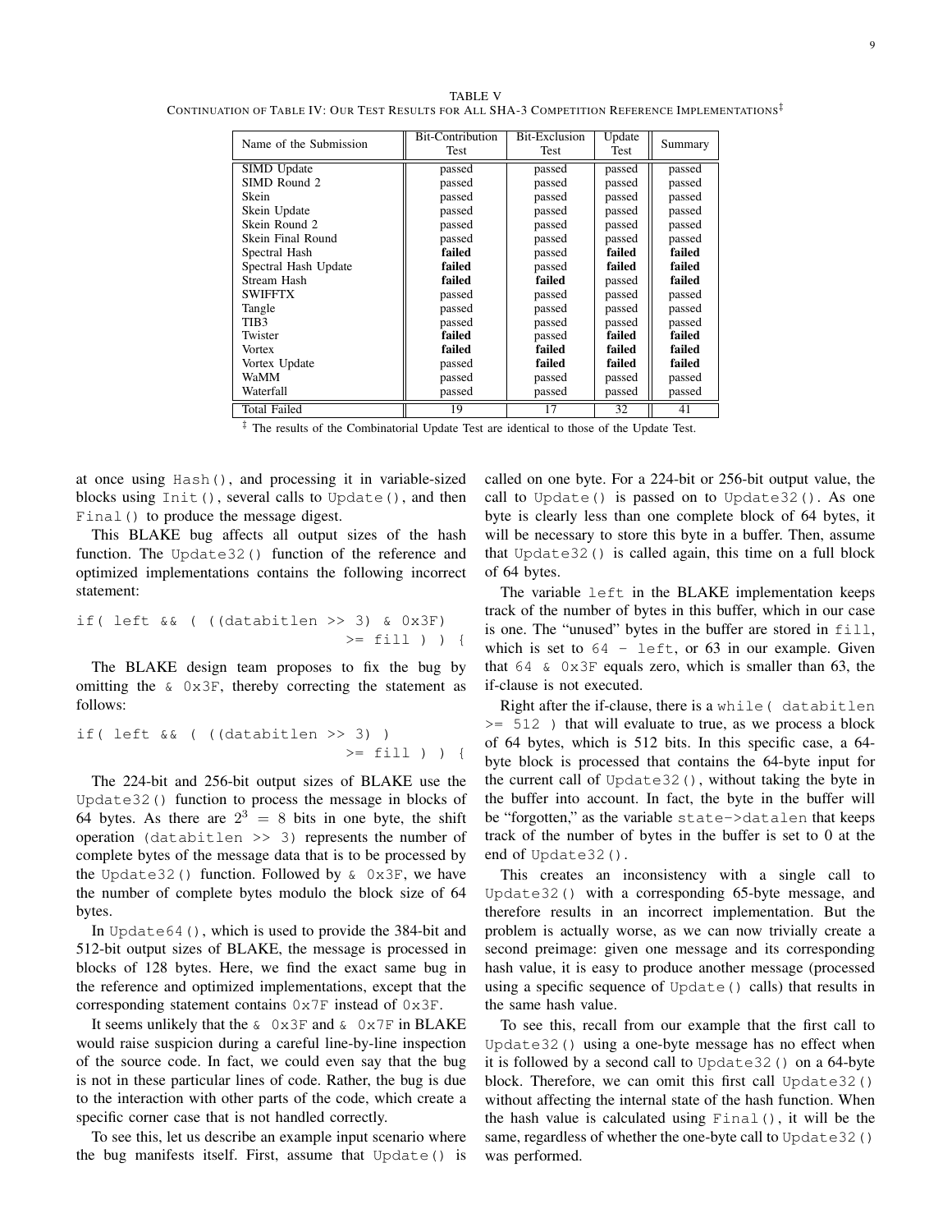TABLE V
CONTINUATION OF TABLE IV: OUR TEST RESULTS FOR ALL SHA-3 COMPETITION REFERENCE IMPLEMENTATIONS‡

| Name of the Submission | Bit-Contribution Test | Bit-Exclusion Test | Update Test | Summary |
|---|---|---|---|---|
| SIMD Update | passed | passed | passed | passed |
| SIMD Round 2 | passed | passed | passed | passed |
| Skein | passed | passed | passed | passed |
| Skein Update | passed | passed | passed | passed |
| Skein Round 2 | passed | passed | passed | passed |
| Skein Final Round | passed | passed | passed | passed |
| Spectral Hash | **failed** | passed | **failed** | **failed** |
| Spectral Hash Update | **failed** | passed | **failed** | **failed** |
| Stream Hash | **failed** | **failed** | passed | **failed** |
| SWIFFTX | passed | passed | passed | passed |
| Tangle | passed | passed | passed | passed |
| TIB3 | passed | passed | passed | passed |
| Twister | **failed** | passed | **failed** | **failed** |
| Vortex | **failed** | **failed** | **failed** | **failed** |
| Vortex Update | passed | **failed** | **failed** | **failed** |
| WaMM | passed | passed | passed | passed |
| Waterfall | passed | passed | passed | passed |
| Total Failed | 19 | 17 | 32 | 41 |

‡ The results of the Combinatorial Update Test are identical to those of the Update Test.

at once using `Hash()`, and processing it in variable-sized blocks using `Init()`, several calls to `Update()`, and then `Final()` to produce the message digest.

This BLAKE bug affects all output sizes of the hash function. The `Update32()` function of the reference and optimized implementations contains the following incorrect statement:

```
if( left && ( ((databitlen >> 3) & 0x3F)
                              >= fill ) ) {
```

The BLAKE design team proposes to fix the bug by omitting the `& 0x3F`, thereby correcting the statement as follows:

```
if( left && ( ((databitlen >> 3) )
                              >= fill ) ) {
```

The 224-bit and 256-bit output sizes of BLAKE use the `Update32()` function to process the message in blocks of 64 bytes. As there are $2^3 = 8$ bits in one byte, the shift operation `(databitlen >> 3)` represents the number of complete bytes of the message data that is to be processed by the `Update32()` function. Followed by `& 0x3F`, we have the number of complete bytes modulo the block size of 64 bytes.

In `Update64()`, which is used to provide the 384-bit and 512-bit output sizes of BLAKE, the message is processed in blocks of 128 bytes. Here, we find the exact same bug in the reference and optimized implementations, except that the corresponding statement contains `0x7F` instead of `0x3F`.

It seems unlikely that the `& 0x3F` and `& 0x7F` in BLAKE would raise suspicion during a careful line-by-line inspection of the source code. In fact, we could even say that the bug is not in these particular lines of code. Rather, the bug is due to the interaction with other parts of the code, which create a specific corner case that is not handled correctly.

To see this, let us describe an example input scenario where the bug manifests itself. First, assume that `Update()` is called on one byte. For a 224-bit or 256-bit output value, the call to `Update()` is passed on to `Update32()`. As one byte is clearly less than one complete block of 64 bytes, it will be necessary to store this byte in a buffer. Then, assume that `Update32()` is called again, this time on a full block of 64 bytes.

The variable `left` in the BLAKE implementation keeps track of the number of bytes in this buffer, which in our case is one. The "unused" bytes in the buffer are stored in `fill`, which is set to `64 - left`, or 63 in our example. Given that `64 & 0x3F` equals zero, which is smaller than 63, the if-clause is not executed.

Right after the if-clause, there is a `while( databitlen >= 512 )` that will evaluate to true, as we process a block of 64 bytes, which is 512 bits. In this specific case, a 64-byte block is processed that contains the 64-byte input for the current call of `Update32()`, without taking the byte in the buffer into account. In fact, the byte in the buffer will be "forgotten," as the variable `state->datalen` that keeps track of the number of bytes in the buffer is set to 0 at the end of `Update32()`.

This creates an inconsistency with a single call to `Update32()` with a corresponding 65-byte message, and therefore results in an incorrect implementation. But the problem is actually worse, as we can now trivially create a second preimage: given one message and its corresponding hash value, it is easy to produce another message (processed using a specific sequence of `Update()` calls) that results in the same hash value.

To see this, recall from our example that the first call to `Update32()` using a one-byte message has no effect when it is followed by a second call to `Update32()` on a 64-byte block. Therefore, we can omit this first call `Update32()` without affecting the internal state of the hash function. When the hash value is calculated using `Final()`, it will be the same, regardless of whether the one-byte call to `Update32()` was performed.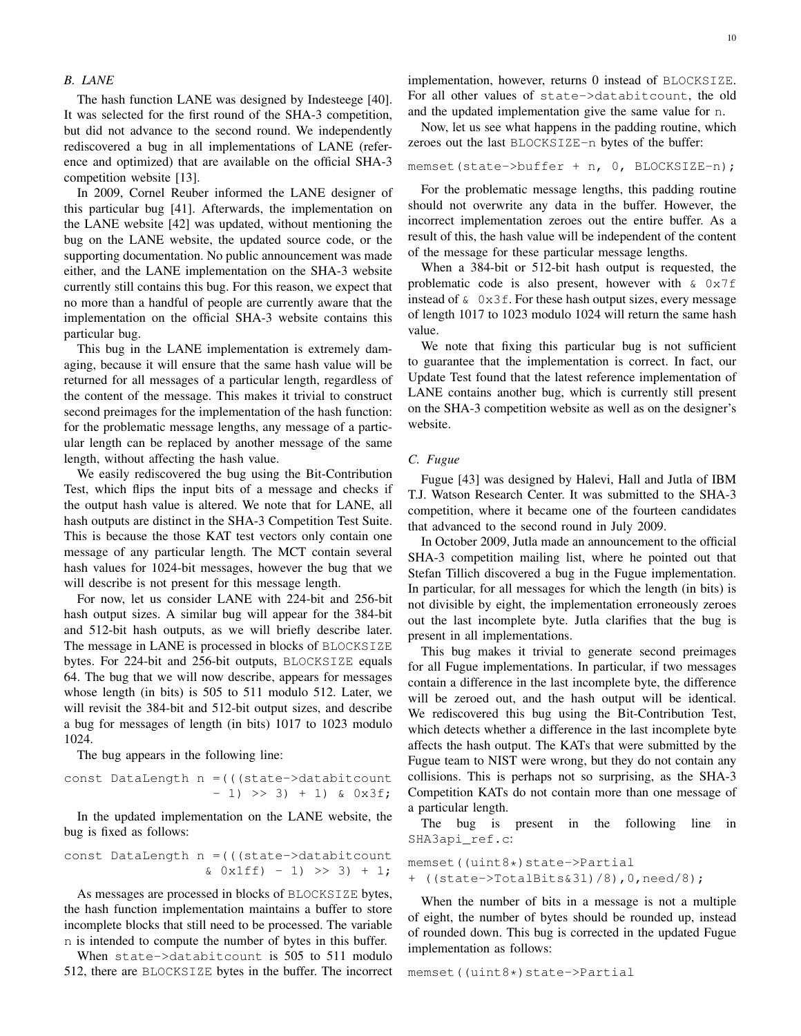### B. LANE

The hash function LANE was designed by Indesteege [40]. It was selected for the first round of the SHA-3 competition, but did not advance to the second round. We independently rediscovered a bug in all implementations of LANE (reference and optimized) that are available on the official SHA-3 competition website [13].

In 2009, Cornel Reuber informed the LANE designer of this particular bug [41]. Afterwards, the implementation on the LANE website [42] was updated, without mentioning the bug on the LANE website, the updated source code, or the supporting documentation. No public announcement was made either, and the LANE implementation on the SHA-3 website currently still contains this bug. For this reason, we expect that no more than a handful of people are currently aware that the implementation on the official SHA-3 website contains this particular bug.

This bug in the LANE implementation is extremely damaging, because it will ensure that the same hash value will be returned for all messages of a particular length, regardless of the content of the message. This makes it trivial to construct second preimages for the implementation of the hash function: for the problematic message lengths, any message of a particular length can be replaced by another message of the same length, without affecting the hash value.

We easily rediscovered the bug using the Bit-Contribution Test, which flips the input bits of a message and checks if the output hash value is altered. We note that for LANE, all hash outputs are distinct in the SHA-3 Competition Test Suite. This is because the those KAT test vectors only contain one message of any particular length. The MCT contain several hash values for 1024-bit messages, however the bug that we will describe is not present for this message length.

For now, let us consider LANE with 224-bit and 256-bit hash output sizes. A similar bug will appear for the 384-bit and 512-bit hash outputs, as we will briefly describe later. The message in LANE is processed in blocks of `BLOCKSIZE` bytes. For 224-bit and 256-bit outputs, `BLOCKSIZE` equals 64. The bug that we will now describe, appears for messages whose length (in bits) is 505 to 511 modulo 512. Later, we will revisit the 384-bit and 512-bit output sizes, and describe a bug for messages of length (in bits) 1017 to 1023 modulo 1024.

The bug appears in the following line:

```
const DataLength n =(((state->databitcount
                    - 1) >> 3) + 1) & 0x3f;
```

In the updated implementation on the LANE website, the bug is fixed as follows:

```
const DataLength n =(((state->databitcount
                  & 0x1ff) - 1) >> 3) + 1;
```

As messages are processed in blocks of `BLOCKSIZE` bytes, the hash function implementation maintains a buffer to store incomplete blocks that still need to be processed. The variable `n` is intended to compute the number of bytes in this buffer.

When `state->databitcount` is 505 to 511 modulo 512, there are `BLOCKSIZE` bytes in the buffer. The incorrect implementation, however, returns 0 instead of `BLOCKSIZE`. For all other values of `state->databitcount`, the old and the updated implementation give the same value for `n`.

Now, let us see what happens in the padding routine, which zeroes out the last `BLOCKSIZE-n` bytes of the buffer:

```
memset(state->buffer + n, 0, BLOCKSIZE-n);
```

For the problematic message lengths, this padding routine should not overwrite any data in the buffer. However, the incorrect implementation zeroes out the entire buffer. As a result of this, the hash value will be independent of the content of the message for these particular message lengths.

When a 384-bit or 512-bit hash output is requested, the problematic code is also present, however with `& 0x7f` instead of `& 0x3f`. For these hash output sizes, every message of length 1017 to 1023 modulo 1024 will return the same hash value.

We note that fixing this particular bug is not sufficient to guarantee that the implementation is correct. In fact, our Update Test found that the latest reference implementation of LANE contains another bug, which is currently still present on the SHA-3 competition website as well as on the designer's website.

### C. Fugue

Fugue [43] was designed by Halevi, Hall and Jutla of IBM T.J. Watson Research Center. It was submitted to the SHA-3 competition, where it became one of the fourteen candidates that advanced to the second round in July 2009.

In October 2009, Jutla made an announcement to the official SHA-3 competition mailing list, where he pointed out that Stefan Tillich discovered a bug in the Fugue implementation. In particular, for all messages for which the length (in bits) is not divisible by eight, the implementation erroneously zeroes out the last incomplete byte. Jutla clarifies that the bug is present in all implementations.

This bug makes it trivial to generate second preimages for all Fugue implementations. In particular, if two messages contain a difference in the last incomplete byte, the difference will be zeroed out, and the hash output will be identical. We rediscovered this bug using the Bit-Contribution Test, which detects whether a difference in the last incomplete byte affects the hash output. The KATs that were submitted by the Fugue team to NIST were wrong, but they do not contain any collisions. This is perhaps not so surprising, as the SHA-3 Competition KATs do not contain more than one message of a particular length.

The bug is present in the following line in `SHA3api_ref.c`:

```
memset((uint8*)state->Partial
+ ((state->TotalBits&31)/8),0,need/8);
```

When the number of bits in a message is not a multiple of eight, the number of bytes should be rounded up, instead of rounded down. This bug is corrected in the updated Fugue implementation as follows:

```
memset((uint8*)state->Partial
```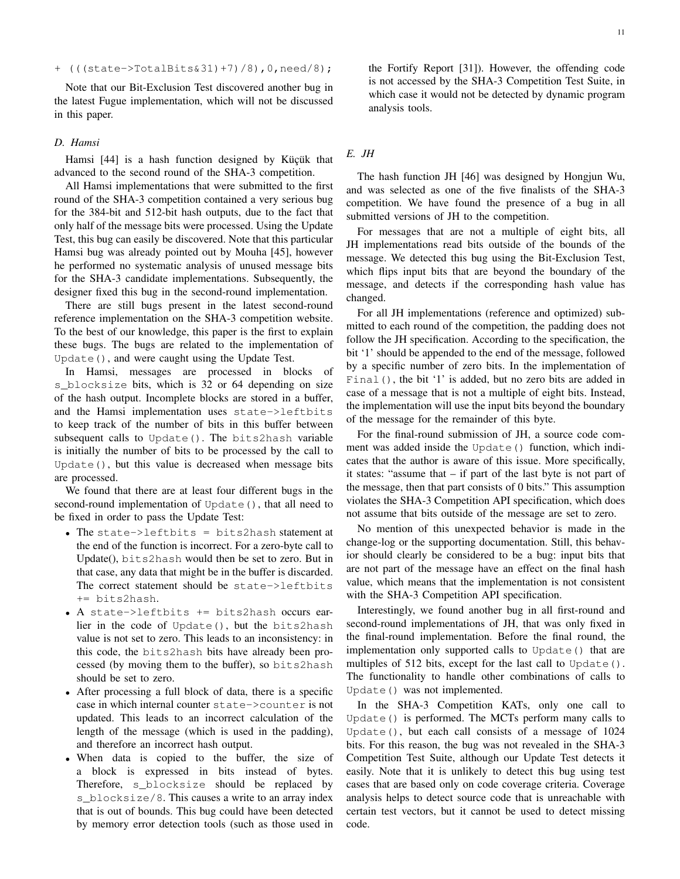```
+ (((state->TotalBits&31)+7)/8),0,need/8);
```

Note that our Bit-Exclusion Test discovered another bug in the latest Fugue implementation, which will not be discussed in this paper.

### D. Hamsi

Hamsi [44] is a hash function designed by Küçük that advanced to the second round of the SHA-3 competition.

All Hamsi implementations that were submitted to the first round of the SHA-3 competition contained a very serious bug for the 384-bit and 512-bit hash outputs, due to the fact that only half of the message bits were processed. Using the Update Test, this bug can easily be discovered. Note that this particular Hamsi bug was already pointed out by Mouha [45], however he performed no systematic analysis of unused message bits for the SHA-3 candidate implementations. Subsequently, the designer fixed this bug in the second-round implementation.

There are still bugs present in the latest second-round reference implementation on the SHA-3 competition website. To the best of our knowledge, this paper is the first to explain these bugs. The bugs are related to the implementation of `Update()`, and were caught using the Update Test.

In Hamsi, messages are processed in blocks of `s_blocksize` bits, which is 32 or 64 depending on size of the hash output. Incomplete blocks are stored in a buffer, and the Hamsi implementation uses `state->leftbits` to keep track of the number of bits in this buffer between subsequent calls to `Update()`. The `bits2hash` variable is initially the number of bits to be processed by the call to `Update()`, but this value is decreased when message bits are processed.

We found that there are at least four different bugs in the second-round implementation of `Update()`, that all need to be fixed in order to pass the Update Test:

- The `state->leftbits = bits2hash` statement at the end of the function is incorrect. For a zero-byte call to Update(), `bits2hash` would then be set to zero. But in that case, any data that might be in the buffer is discarded. The correct statement should be `state->leftbits += bits2hash`.
- A `state->leftbits += bits2hash` occurs earlier in the code of `Update()`, but the `bits2hash` value is not set to zero. This leads to an inconsistency: in this code, the `bits2hash` bits have already been processed (by moving them to the buffer), so `bits2hash` should be set to zero.
- After processing a full block of data, there is a specific case in which internal counter `state->counter` is not updated. This leads to an incorrect calculation of the length of the message (which is used in the padding), and therefore an incorrect hash output.
- When data is copied to the buffer, the size of a block is expressed in bits instead of bytes. Therefore, `s_blocksize` should be replaced by `s_blocksize/8`. This causes a write to an array index that is out of bounds. This bug could have been detected by memory error detection tools (such as those used in the Fortify Report [31]). However, the offending code is not accessed by the SHA-3 Competition Test Suite, in which case it would not be detected by dynamic program analysis tools.

### E. JH

The hash function JH [46] was designed by Hongjun Wu, and was selected as one of the five finalists of the SHA-3 competition. We have found the presence of a bug in all submitted versions of JH to the competition.

For messages that are not a multiple of eight bits, all JH implementations read bits outside of the bounds of the message. We detected this bug using the Bit-Exclusion Test, which flips input bits that are beyond the boundary of the message, and detects if the corresponding hash value has changed.

For all JH implementations (reference and optimized) submitted to each round of the competition, the padding does not follow the JH specification. According to the specification, the bit '1' should be appended to the end of the message, followed by a specific number of zero bits. In the implementation of `Final()`, the bit '1' is added, but no zero bits are added in case of a message that is not a multiple of eight bits. Instead, the implementation will use the input bits beyond the boundary of the message for the remainder of this byte.

For the final-round submission of JH, a source code comment was added inside the `Update()` function, which indicates that the author is aware of this issue. More specifically, it states: "assume that – if part of the last byte is not part of the message, then that part consists of 0 bits." This assumption violates the SHA-3 Competition API specification, which does not assume that bits outside of the message are set to zero.

No mention of this unexpected behavior is made in the change-log or the supporting documentation. Still, this behavior should clearly be considered to be a bug: input bits that are not part of the message have an effect on the final hash value, which means that the implementation is not consistent with the SHA-3 Competition API specification.

Interestingly, we found another bug in all first-round and second-round implementations of JH, that was only fixed in the final-round implementation. Before the final round, the implementation only supported calls to `Update()` that are multiples of 512 bits, except for the last call to `Update()`. The functionality to handle other combinations of calls to `Update()` was not implemented.

In the SHA-3 Competition KATs, only one call to `Update()` is performed. The MCTs perform many calls to `Update()`, but each call consists of a message of 1024 bits. For this reason, the bug was not revealed in the SHA-3 Competition Test Suite, although our Update Test detects it easily. Note that it is unlikely to detect this bug using test cases that are based only on code coverage criteria. Coverage analysis helps to detect source code that is unreachable with certain test vectors, but it cannot be used to detect missing code.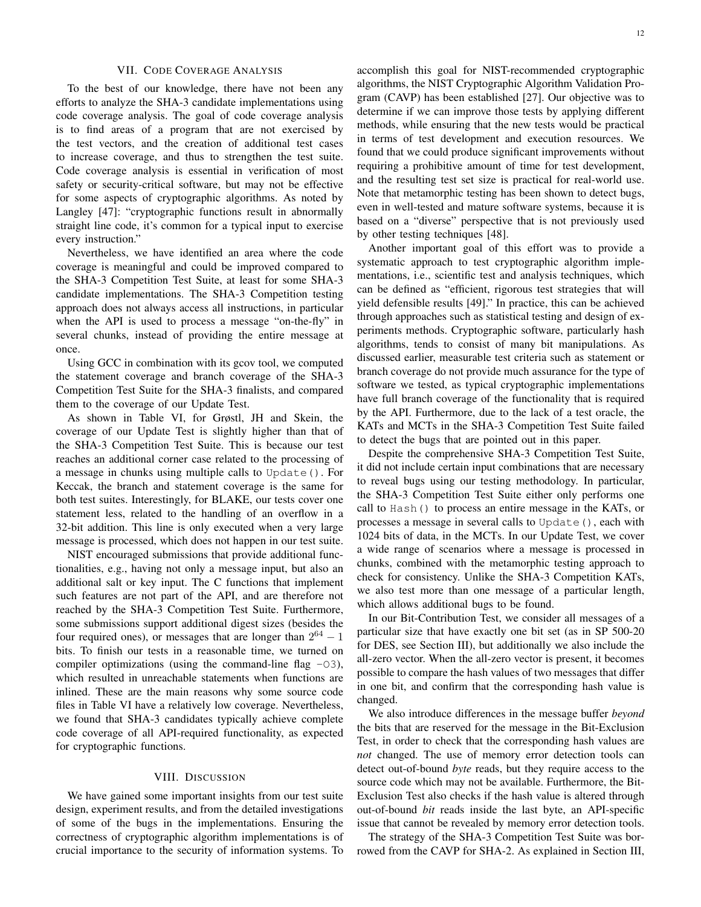## VII. Code Coverage Analysis

To the best of our knowledge, there have not been any efforts to analyze the SHA-3 candidate implementations using code coverage analysis. The goal of code coverage analysis is to find areas of a program that are not exercised by the test vectors, and the creation of additional test cases to increase coverage, and thus to strengthen the test suite. Code coverage analysis is essential in verification of most safety or security-critical software, but may not be effective for some aspects of cryptographic algorithms. As noted by Langley [47]: "cryptographic functions result in abnormally straight line code, it's common for a typical input to exercise every instruction."

Nevertheless, we have identified an area where the code coverage is meaningful and could be improved compared to the SHA-3 Competition Test Suite, at least for some SHA-3 candidate implementations. The SHA-3 Competition testing approach does not always access all instructions, in particular when the API is used to process a message "on-the-fly" in several chunks, instead of providing the entire message at once.

Using GCC in combination with its gcov tool, we computed the statement coverage and branch coverage of the SHA-3 Competition Test Suite for the SHA-3 finalists, and compared them to the coverage of our Update Test.

As shown in Table VI, for Grøstl, JH and Skein, the coverage of our Update Test is slightly higher than that of the SHA-3 Competition Test Suite. This is because our test reaches an additional corner case related to the processing of a message in chunks using multiple calls to `Update()`. For Keccak, the branch and statement coverage is the same for both test suites. Interestingly, for BLAKE, our tests cover one statement less, related to the handling of an overflow in a 32-bit addition. This line is only executed when a very large message is processed, which does not happen in our test suite.

NIST encouraged submissions that provide additional functionalities, e.g., having not only a message input, but also an additional salt or key input. The C functions that implement such features are not part of the API, and are therefore not reached by the SHA-3 Competition Test Suite. Furthermore, some submissions support additional digest sizes (besides the four required ones), or messages that are longer than $2^{64} - 1$ bits. To finish our tests in a reasonable time, we turned on compiler optimizations (using the command-line flag `-O3`), which resulted in unreachable statements when functions are inlined. These are the main reasons why some source code files in Table VI have a relatively low coverage. Nevertheless, we found that SHA-3 candidates typically achieve complete code coverage of all API-required functionality, as expected for cryptographic functions.

## VIII. Discussion

We have gained some important insights from our test suite design, experiment results, and from the detailed investigations of some of the bugs in the implementations. Ensuring the correctness of cryptographic algorithm implementations is of crucial importance to the security of information systems. To accomplish this goal for NIST-recommended cryptographic algorithms, the NIST Cryptographic Algorithm Validation Program (CAVP) has been established [27]. Our objective was to determine if we can improve those tests by applying different methods, while ensuring that the new tests would be practical in terms of test development and execution resources. We found that we could produce significant improvements without requiring a prohibitive amount of time for test development, and the resulting test set size is practical for real-world use. Note that metamorphic testing has been shown to detect bugs, even in well-tested and mature software systems, because it is based on a "diverse" perspective that is not previously used by other testing techniques [48].

Another important goal of this effort was to provide a systematic approach to test cryptographic algorithm implementations, i.e., scientific test and analysis techniques, which can be defined as "efficient, rigorous test strategies that will yield defensible results [49]." In practice, this can be achieved through approaches such as statistical testing and design of experiments methods. Cryptographic software, particularly hash algorithms, tends to consist of many bit manipulations. As discussed earlier, measurable test criteria such as statement or branch coverage do not provide much assurance for the type of software we tested, as typical cryptographic implementations have full branch coverage of the functionality that is required by the API. Furthermore, due to the lack of a test oracle, the KATs and MCTs in the SHA-3 Competition Test Suite failed to detect the bugs that are pointed out in this paper.

Despite the comprehensive SHA-3 Competition Test Suite, it did not include certain input combinations that are necessary to reveal bugs using our testing methodology. In particular, the SHA-3 Competition Test Suite either only performs one call to `Hash()` to process an entire message in the KATs, or processes a message in several calls to `Update()`, each with 1024 bits of data, in the MCTs. In our Update Test, we cover a wide range of scenarios where a message is processed in chunks, combined with the metamorphic testing approach to check for consistency. Unlike the SHA-3 Competition KATs, we also test more than one message of a particular length, which allows additional bugs to be found.

In our Bit-Contribution Test, we consider all messages of a particular size that have exactly one bit set (as in SP 500-20 for DES, see Section III), but additionally we also include the all-zero vector. When the all-zero vector is present, it becomes possible to compare the hash values of two messages that differ in one bit, and confirm that the corresponding hash value is changed.

We also introduce differences in the message buffer *beyond* the bits that are reserved for the message in the Bit-Exclusion Test, in order to check that the corresponding hash values are *not* changed. The use of memory error detection tools can detect out-of-bound *byte* reads, but they require access to the source code which may not be available. Furthermore, the Bit-Exclusion Test also checks if the hash value is altered through out-of-bound *bit* reads inside the last byte, an API-specific issue that cannot be revealed by memory error detection tools.

The strategy of the SHA-3 Competition Test Suite was borrowed from the CAVP for SHA-2. As explained in Section III,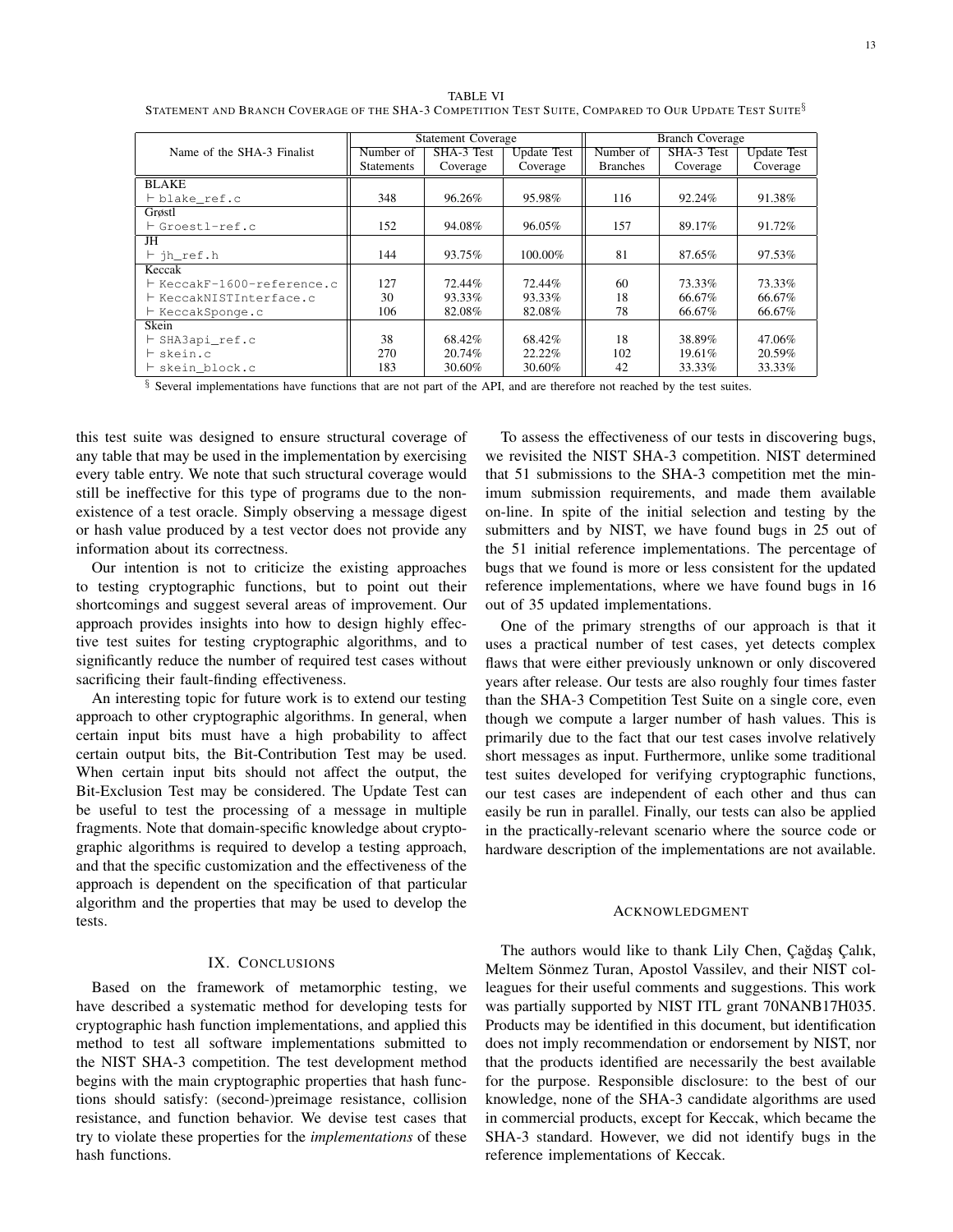TABLE VI
STATEMENT AND BRANCH COVERAGE OF THE SHA-3 COMPETITION TEST SUITE, COMPARED TO OUR UPDATE TEST SUITE[§]

| Name of the SHA-3 Finalist | Statement Coverage | | | Branch Coverage | | |
|---|---|---|---|---|---|---|
| | Number of Statements | SHA-3 Test Coverage | Update Test Coverage | Number of Branches | SHA-3 Test Coverage | Update Test Coverage |
| BLAKE | | | | | | |
| ⊢ blake_ref.c | 348 | 96.26% | 95.98% | 116 | 92.24% | 91.38% |
| Grøstl | | | | | | |
| ⊢ Groestl-ref.c | 152 | 94.08% | 96.05% | 157 | 89.17% | 91.72% |
| JH | | | | | | |
| ⊢ jh_ref.h | 144 | 93.75% | 100.00% | 81 | 87.65% | 97.53% |
| Keccak | | | | | | |
| ⊢ KeccakF-1600-reference.c | 127 | 72.44% | 72.44% | 60 | 73.33% | 73.33% |
| ⊢ KeccakNISTInterface.c | 30 | 93.33% | 93.33% | 18 | 66.67% | 66.67% |
| ⊢ KeccakSponge.c | 106 | 82.08% | 82.08% | 78 | 66.67% | 66.67% |
| Skein | | | | | | |
| ⊢ SHA3api_ref.c | 38 | 68.42% | 68.42% | 18 | 38.89% | 47.06% |
| ⊢ skein.c | 270 | 20.74% | 22.22% | 102 | 19.61% | 20.59% |
| ⊢ skein_block.c | 183 | 30.60% | 30.60% | 42 | 33.33% | 33.33% |

[§] Several implementations have functions that are not part of the API, and are therefore not reached by the test suites.

this test suite was designed to ensure structural coverage of any table that may be used in the implementation by exercising every table entry. We note that such structural coverage would still be ineffective for this type of programs due to the non-existence of a test oracle. Simply observing a message digest or hash value produced by a test vector does not provide any information about its correctness.

Our intention is not to criticize the existing approaches to testing cryptographic functions, but to point out their shortcomings and suggest several areas of improvement. Our approach provides insights into how to design highly effective test suites for testing cryptographic algorithms, and to significantly reduce the number of required test cases without sacrificing their fault-finding effectiveness.

An interesting topic for future work is to extend our testing approach to other cryptographic algorithms. In general, when certain input bits must have a high probability to affect certain output bits, the Bit-Contribution Test may be used. When certain input bits should not affect the output, the Bit-Exclusion Test may be considered. The Update Test can be useful to test the processing of a message in multiple fragments. Note that domain-specific knowledge about cryptographic algorithms is required to develop a testing approach, and that the specific customization and the effectiveness of the approach is dependent on the specification of that particular algorithm and the properties that may be used to develop the tests.

## IX. CONCLUSIONS

Based on the framework of metamorphic testing, we have described a systematic method for developing tests for cryptographic hash function implementations, and applied this method to test all software implementations submitted to the NIST SHA-3 competition. The test development method begins with the main cryptographic properties that hash functions should satisfy: (second-)preimage resistance, collision resistance, and function behavior. We devise test cases that try to violate these properties for the *implementations* of these hash functions.

To assess the effectiveness of our tests in discovering bugs, we revisited the NIST SHA-3 competition. NIST determined that 51 submissions to the SHA-3 competition met the minimum submission requirements, and made them available on-line. In spite of the initial selection and testing by the submitters and by NIST, we have found bugs in 25 out of the 51 initial reference implementations. The percentage of bugs that we found is more or less consistent for the updated reference implementations, where we have found bugs in 16 out of 35 updated implementations.

One of the primary strengths of our approach is that it uses a practical number of test cases, yet detects complex flaws that were either previously unknown or only discovered years after release. Our tests are also roughly four times faster than the SHA-3 Competition Test Suite on a single core, even though we compute a larger number of hash values. This is primarily due to the fact that our test cases involve relatively short messages as input. Furthermore, unlike some traditional test suites developed for verifying cryptographic functions, our test cases are independent of each other and thus can easily be run in parallel. Finally, our tests can also be applied in the practically-relevant scenario where the source code or hardware description of the implementations are not available.

## ACKNOWLEDGMENT

The authors would like to thank Lily Chen, Çağdaş Çalık, Meltem Sönmez Turan, Apostol Vassilev, and their NIST colleagues for their useful comments and suggestions. This work was partially supported by NIST ITL grant 70NANB17H035. Products may be identified in this document, but identification does not imply recommendation or endorsement by NIST, nor that the products identified are necessarily the best available for the purpose. Responsible disclosure: to the best of our knowledge, none of the SHA-3 candidate algorithms are used in commercial products, except for Keccak, which became the SHA-3 standard. However, we did not identify bugs in the reference implementations of Keccak.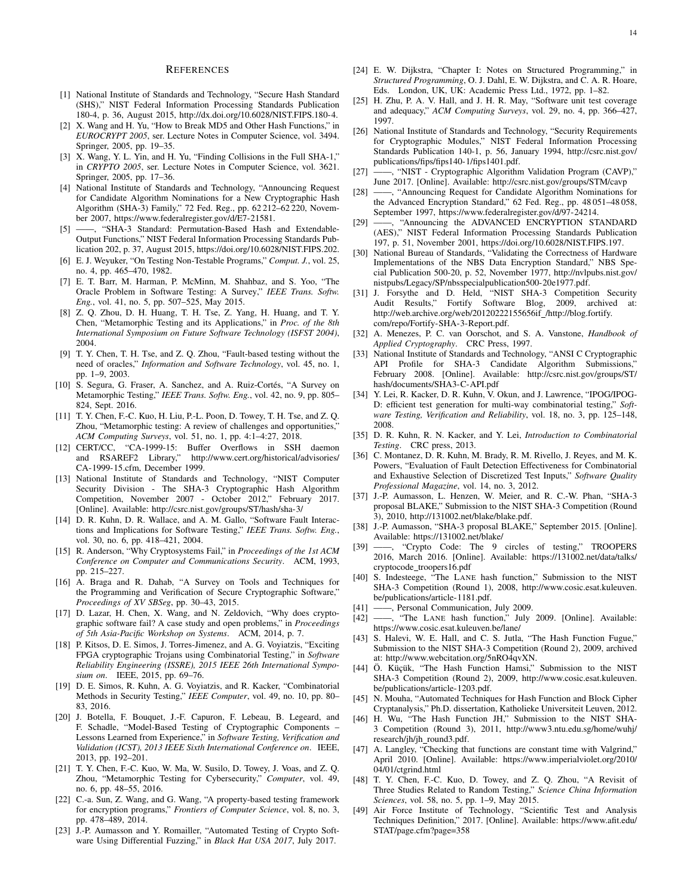## References

[1] National Institute of Standards and Technology, "Secure Hash Standard (SHS)," NIST Federal Information Processing Standards Publication 180-4, p. 36, August 2015, http://dx.doi.org/10.6028/NIST.FIPS.180-4.

[2] X. Wang and H. Yu, "How to Break MD5 and Other Hash Functions," in *EUROCRYPT 2005*, ser. Lecture Notes in Computer Science, vol. 3494. Springer, 2005, pp. 19–35.

[3] X. Wang, Y. L. Yin, and H. Yu, "Finding Collisions in the Full SHA-1," in *CRYPTO 2005*, ser. Lecture Notes in Computer Science, vol. 3621. Springer, 2005, pp. 17–36.

[4] National Institute of Standards and Technology, "Announcing Request for Candidate Algorithm Nominations for a New Cryptographic Hash Algorithm (SHA-3) Family," 72 Fed. Reg., pp. 62 212–62 220, November 2007, https://www.federalregister.gov/d/E7-21581.

[5] ——, "SHA-3 Standard: Permutation-Based Hash and Extendable-Output Functions," NIST Federal Information Processing Standards Publication 202, p. 37, August 2015, https://doi.org/10.6028/NIST.FIPS.202.

[6] E. J. Weyuker, "On Testing Non-Testable Programs," *Comput. J.*, vol. 25, no. 4, pp. 465–470, 1982.

[7] E. T. Barr, M. Harman, P. McMinn, M. Shahbaz, and S. Yoo, "The Oracle Problem in Software Testing: A Survey," *IEEE Trans. Softw. Eng.*, vol. 41, no. 5, pp. 507–525, May 2015.

[8] Z. Q. Zhou, D. H. Huang, T. H. Tse, Z. Yang, H. Huang, and T. Y. Chen, "Metamorphic Testing and its Applications," in *Proc. of the 8th International Symposium on Future Software Technology (ISFST 2004)*, 2004.

[9] T. Y. Chen, T. H. Tse, and Z. Q. Zhou, "Fault-based testing without the need of oracles," *Information and Software Technology*, vol. 45, no. 1, pp. 1–9, 2003.

[10] S. Segura, G. Fraser, A. Sanchez, and A. Ruiz-Cortés, "A Survey on Metamorphic Testing," *IEEE Trans. Softw. Eng.*, vol. 42, no. 9, pp. 805–824, Sept. 2016.

[11] T. Y. Chen, F.-C. Kuo, H. Liu, P.-L. Poon, D. Towey, T. H. Tse, and Z. Q. Zhou, "Metamorphic testing: A review of challenges and opportunities," *ACM Computing Surveys*, vol. 51, no. 1, pp. 4:1–4:27, 2018.

[12] CERT/CC, "CA-1999-15: Buffer Overflows in SSH daemon and RSAREF2 Library," http://www.cert.org/historical/advisories/CA-1999-15.cfm, December 1999.

[13] National Institute of Standards and Technology, "NIST Computer Security Division - The SHA-3 Cryptographic Hash Algorithm Competition, November 2007 - October 2012," February 2017. [Online]. Available: http://csrc.nist.gov/groups/ST/hash/sha-3/

[14] D. R. Kuhn, D. R. Wallace, and A. M. Gallo, "Software Fault Interactions and Implications for Software Testing," *IEEE Trans. Softw. Eng.*, vol. 30, no. 6, pp. 418–421, 2004.

[15] R. Anderson, "Why Cryptosystems Fail," in *Proceedings of the 1st ACM Conference on Computer and Communications Security*. ACM, 1993, pp. 215–227.

[16] A. Braga and R. Dahab, "A Survey on Tools and Techniques for the Programming and Verification of Secure Cryptographic Software," *Proceedings of XV SBSeg*, pp. 30–43, 2015.

[17] D. Lazar, H. Chen, X. Wang, and N. Zeldovich, "Why does cryptographic software fail? A case study and open problems," in *Proceedings of 5th Asia-Pacific Workshop on Systems*. ACM, 2014, p. 7.

[18] P. Kitsos, D. E. Simos, J. Torres-Jimenez, and A. G. Voyiatzis, "Exciting FPGA cryptographic Trojans using Combinatorial Testing," in *Software Reliability Engineering (ISSRE), 2015 IEEE 26th International Symposium on*. IEEE, 2015, pp. 69–76.

[19] D. E. Simos, R. Kuhn, A. G. Voyiatzis, and R. Kacker, "Combinatorial Methods in Security Testing," *IEEE Computer*, vol. 49, no. 10, pp. 80–83, 2016.

[20] J. Botella, F. Bouquet, J.-F. Capuron, F. Lebeau, B. Legeard, and F. Schadle, "Model-Based Testing of Cryptographic Components – Lessons Learned from Experience," in *Software Testing, Verification and Validation (ICST), 2013 IEEE Sixth International Conference on*. IEEE, 2013, pp. 192–201.

[21] T. Y. Chen, F.-C. Kuo, W. Ma, W. Susilo, D. Towey, J. Voas, and Z. Q. Zhou, "Metamorphic Testing for Cybersecurity," *Computer*, vol. 49, no. 6, pp. 48–55, 2016.

[22] C.-a. Sun, Z. Wang, and G. Wang, "A property-based testing framework for encryption programs," *Frontiers of Computer Science*, vol. 8, no. 3, pp. 478–489, 2014.

[23] J.-P. Aumasson and Y. Romailler, "Automated Testing of Crypto Software Using Differential Fuzzing," in *Black Hat USA 2017*, July 2017.

[24] E. W. Dijkstra, "Chapter I: Notes on Structured Programming," in *Structured Programming*, O. J. Dahl, E. W. Dijkstra, and C. A. R. Hoare, Eds. London, UK, UK: Academic Press Ltd., 1972, pp. 1–82.

[25] H. Zhu, P. A. V. Hall, and J. H. R. May, "Software unit test coverage and adequacy," *ACM Computing Surveys*, vol. 29, no. 4, pp. 366–427, 1997.

[26] National Institute of Standards and Technology, "Security Requirements for Cryptographic Modules," NIST Federal Information Processing Standards Publication 140-1, p. 56, January 1994, http://csrc.nist.gov/publications/fips/fips140-1/fips1401.pdf.

[27] ——, "NIST - Cryptographic Algorithm Validation Program (CAVP)," June 2017. [Online]. Available: http://csrc.nist.gov/groups/STM/cavp

[28] ——, "Announcing Request for Candidate Algorithm Nominations for the Advanced Encryption Standard," 62 Fed. Reg., pp. 48 051–48 058, September 1997, https://www.federalregister.gov/d/97-24214.

[29] ——, "Announcing the ADVANCED ENCRYPTION STANDARD (AES)," NIST Federal Information Processing Standards Publication 197, p. 51, November 2001, https://doi.org/10.6028/NIST.FIPS.197.

[30] National Bureau of Standards, "Validating the Correctness of Hardware Implementations of the NBS Data Encryption Standard," NBS Special Publication 500-20, p. 52, November 1977, http://nvlpubs.nist.gov/nistpubs/Legacy/SP/nbsspecialpublication500-20e1977.pdf.

[31] J. Forsythe and D. Held, "NIST SHA-3 Competition Security Audit Results," Fortify Software Blog, 2009, archived at: http://web.archive.org/web/20120222155656if_/http://blog.fortify.com/repo/Fortify-SHA-3-Report.pdf.

[32] A. Menezes, P. C. van Oorschot, and S. A. Vanstone, *Handbook of Applied Cryptography*. CRC Press, 1997.

[33] National Institute of Standards and Technology, "ANSI C Cryptographic API Profile for SHA-3 Candidate Algorithm Submissions," February 2008. [Online]. Available: http://csrc.nist.gov/groups/ST/hash/documents/SHA3-C-API.pdf

[34] Y. Lei, R. Kacker, D. R. Kuhn, V. Okun, and J. Lawrence, "IPOG/IPOG-D: efficient test generation for multi-way combinatorial testing," *Software Testing, Verification and Reliability*, vol. 18, no. 3, pp. 125–148, 2008.

[35] D. R. Kuhn, R. N. Kacker, and Y. Lei, *Introduction to Combinatorial Testing*. CRC press, 2013.

[36] C. Montanez, D. R. Kuhn, M. Brady, R. M. Rivello, J. Reyes, and M. K. Powers, "Evaluation of Fault Detection Effectiveness for Combinatorial and Exhaustive Selection of Discretized Test Inputs," *Software Quality Professional Magazine*, vol. 14, no. 3, 2012.

[37] J.-P. Aumasson, L. Henzen, W. Meier, and R. C.-W. Phan, "SHA-3 proposal BLAKE," Submission to the NIST SHA-3 Competition (Round 3), 2010, http://131002.net/blake/blake.pdf.

[38] J.-P. Aumasson, "SHA-3 proposal BLAKE," September 2015. [Online]. Available: https://131002.net/blake/

[39] ——, "Crypto Code: The 9 circles of testing," TROOPERS 2016, March 2016. [Online]. Available: https://131002.net/data/talks/cryptocode_troopers16.pdf

[40] S. Indesteege, "The LANE hash function," Submission to the NIST SHA-3 Competition (Round 1), 2008, http://www.cosic.esat.kuleuven.be/publications/article-1181.pdf.

[41] ——, Personal Communication, July 2009.

[42] ——, "The LANE hash function," July 2009. [Online]. Available: https://www.cosic.esat.kuleuven.be/lane/

[43] S. Halevi, W. E. Hall, and C. S. Jutla, "The Hash Function Fugue," Submission to the NIST SHA-3 Competition (Round 2), 2009, archived at: http://www.webcitation.org/5nRO4qvXN.

[44] Ö. Küçük, "The Hash Function Hamsi," Submission to the NIST SHA-3 Competition (Round 2), 2009, http://www.cosic.esat.kuleuven.be/publications/article-1203.pdf.

[45] N. Mouha, "Automated Techniques for Hash Function and Block Cipher Cryptanalysis," Ph.D. dissertation, Katholieke Universiteit Leuven, 2012.

[46] H. Wu, "The Hash Function JH," Submission to the NIST SHA-3 Competition (Round 3), 2011, http://www3.ntu.edu.sg/home/wuhj/research/jh/jh_round3.pdf.

[47] A. Langley, "Checking that functions are constant time with Valgrind," April 2010. [Online]. Available: https://www.imperialviolet.org/2010/04/01/ctgrind.html

[48] T. Y. Chen, F.-C. Kuo, D. Towey, and Z. Q. Zhou, "A Revisit of Three Studies Related to Random Testing," *Science China Information Sciences*, vol. 58, no. 5, pp. 1–9, May 2015.

[49] Air Force Institute of Technology, "Scientific Test and Analysis Techniques Definition," 2017. [Online]. Available: https://www.afit.edu/STAT/page.cfm?page=358